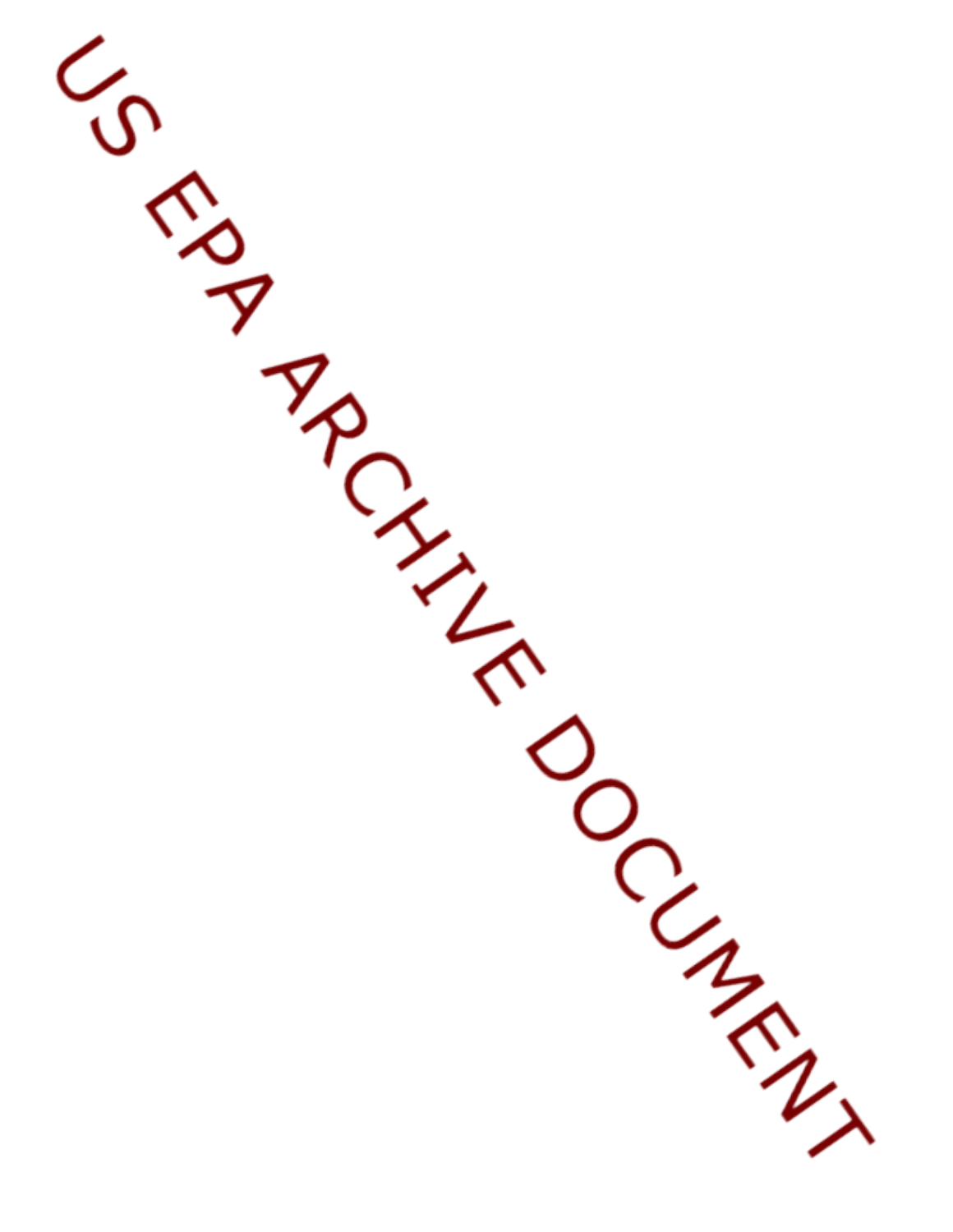US EPA ARCHIVE DOCUMENT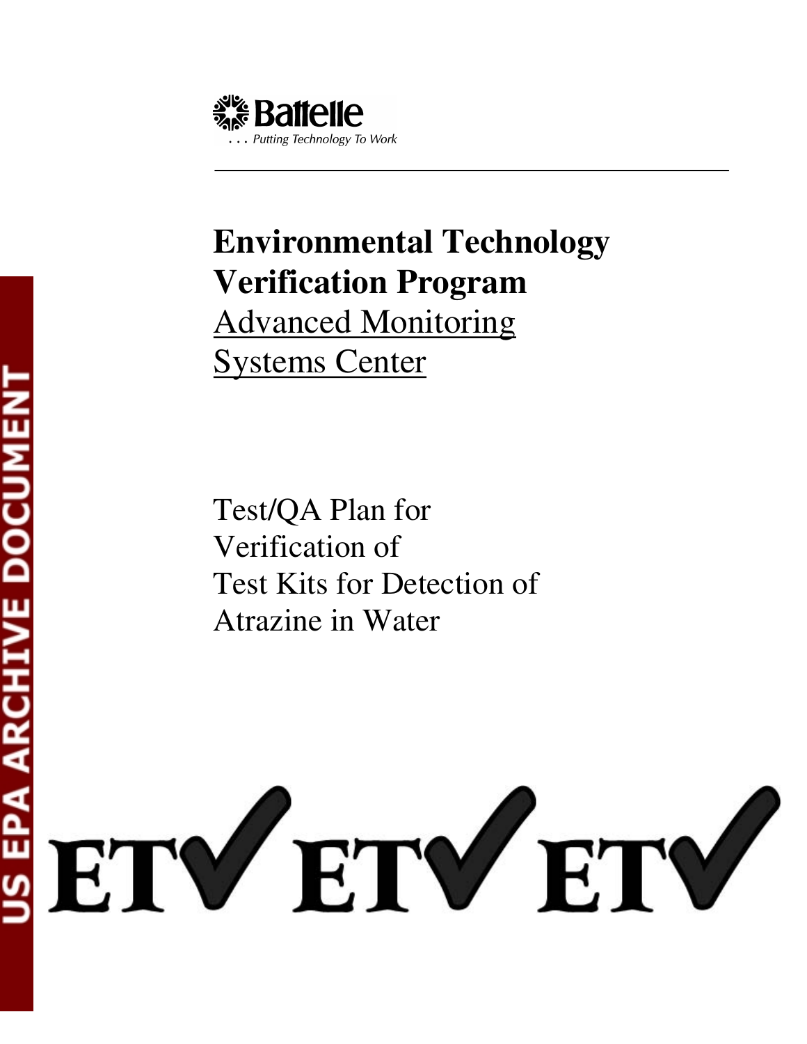Battelle

. . . Putting Technology To Work

# Environmental Technology Verification Program

Advanced Monitoring Systems Center

Test/QA Plan for Verification of Test Kits for Detection of Atrazine in Water

US EPA ARCHIVE DOCUMENT

ETV ETV ETV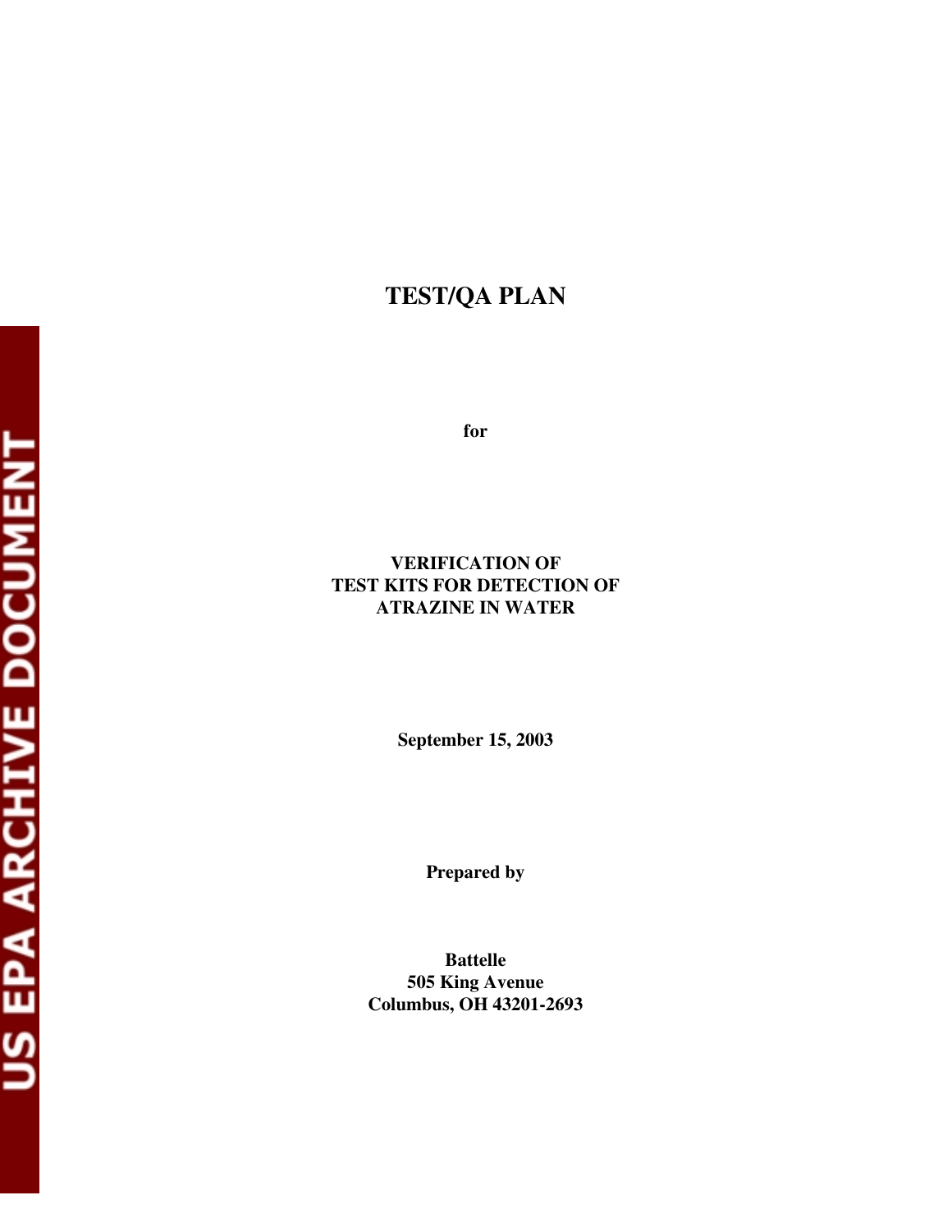# TEST/QA PLAN

**for**

**VERIFICATION OF TEST KITS FOR DETECTION OF ATRAZINE IN WATER**

**September 15, 2003**

**Prepared by**

**Battelle**
**505 King Avenue**
**Columbus, OH 43201-2693**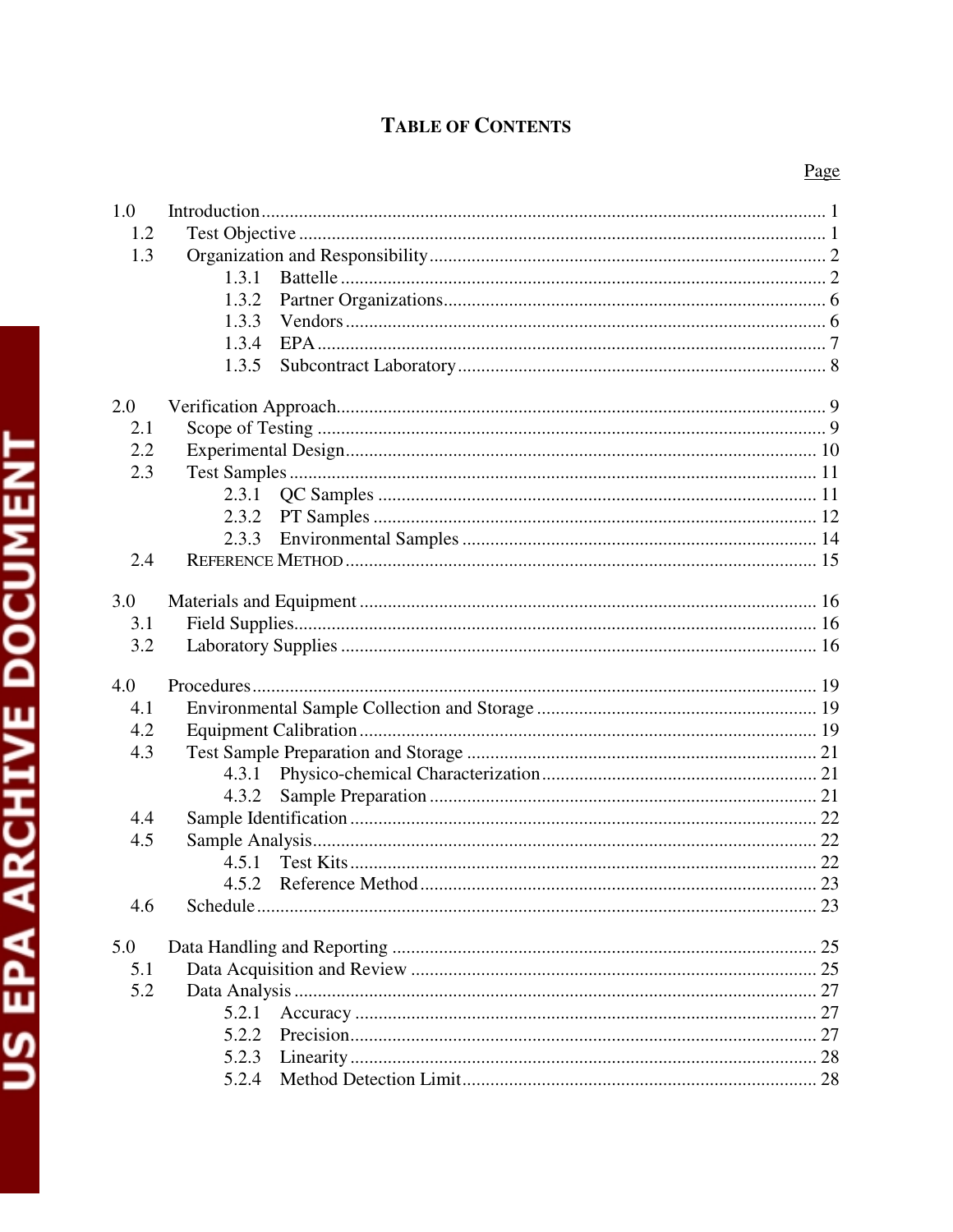# TABLE OF CONTENTS

| | | Page |
|---|---|---|
| 1.0 | Introduction | 1 |
| 1.2 | Test Objective | 1 |
| 1.3 | Organization and Responsibility | 2 |
| 1.3.1 | Battelle | 2 |
| 1.3.2 | Partner Organizations | 6 |
| 1.3.3 | Vendors | 6 |
| 1.3.4 | EPA | 7 |
| 1.3.5 | Subcontract Laboratory | 8 |
| 2.0 | Verification Approach | 9 |
| 2.1 | Scope of Testing | 9 |
| 2.2 | Experimental Design | 10 |
| 2.3 | Test Samples | 11 |
| 2.3.1 | QC Samples | 11 |
| 2.3.2 | PT Samples | 12 |
| 2.3.3 | Environmental Samples | 14 |
| 2.4 | REFERENCE METHOD | 15 |
| 3.0 | Materials and Equipment | 16 |
| 3.1 | Field Supplies | 16 |
| 3.2 | Laboratory Supplies | 16 |
| 4.0 | Procedures | 19 |
| 4.1 | Environmental Sample Collection and Storage | 19 |
| 4.2 | Equipment Calibration | 19 |
| 4.3 | Test Sample Preparation and Storage | 21 |
| 4.3.1 | Physico-chemical Characterization | 21 |
| 4.3.2 | Sample Preparation | 21 |
| 4.4 | Sample Identification | 22 |
| 4.5 | Sample Analysis | 22 |
| 4.5.1 | Test Kits | 22 |
| 4.5.2 | Reference Method | 23 |
| 4.6 | Schedule | 23 |
| 5.0 | Data Handling and Reporting | 25 |
| 5.1 | Data Acquisition and Review | 25 |
| 5.2 | Data Analysis | 27 |
| 5.2.1 | Accuracy | 27 |
| 5.2.2 | Precision | 27 |
| 5.2.3 | Linearity | 28 |
| 5.2.4 | Method Detection Limit | 28 |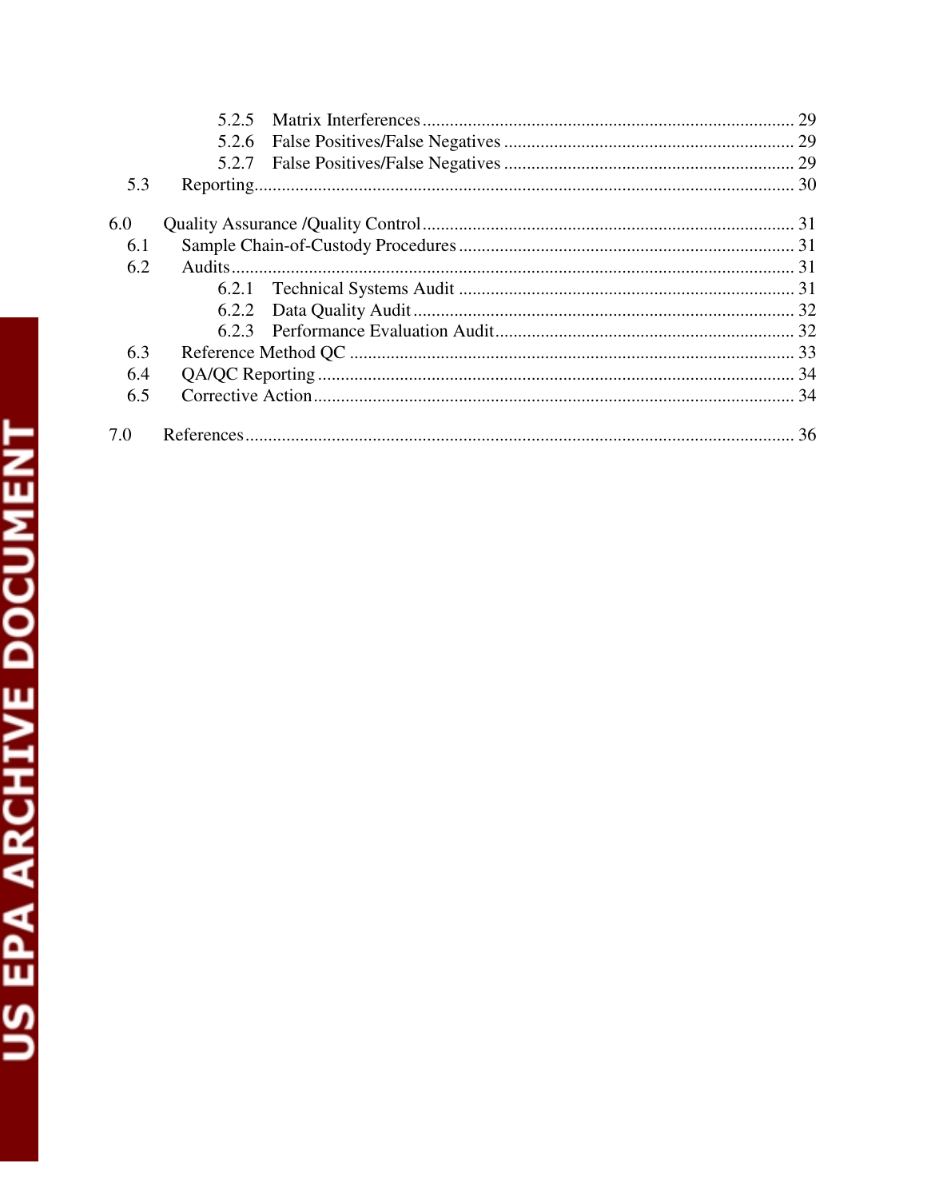- 5.2.5 Matrix Interferences ........ 29
- 5.2.6 False Positives/False Negatives ........ 29
- 5.2.7 False Positives/False Negatives ........ 29
- 5.3 Reporting ........ 30

- 6.0 Quality Assurance /Quality Control ........ 31
- 6.1 Sample Chain-of-Custody Procedures ........ 31
- 6.2 Audits ........ 31
  - 6.2.1 Technical Systems Audit ........ 31
  - 6.2.2 Data Quality Audit ........ 32
  - 6.2.3 Performance Evaluation Audit ........ 32
- 6.3 Reference Method QC ........ 33
- 6.4 QA/QC Reporting ........ 34
- 6.5 Corrective Action ........ 34

- 7.0 References ........ 36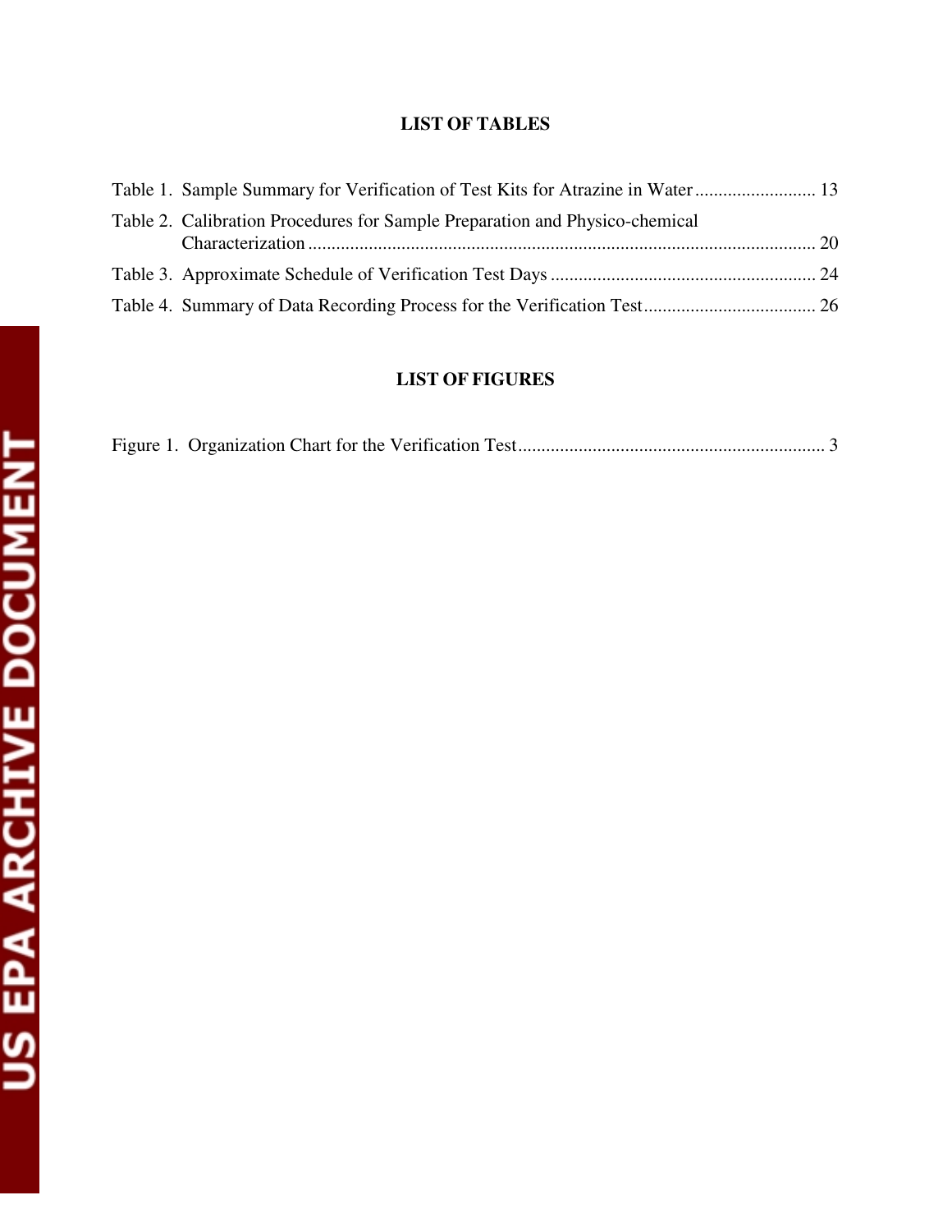## LIST OF TABLES

Table 1. Sample Summary for Verification of Test Kits for Atrazine in Water .......................... 13

Table 2. Calibration Procedures for Sample Preparation and Physico-chemical Characterization ............................................................................................................. 20

Table 3. Approximate Schedule of Verification Test Days ......................................................... 24

Table 4. Summary of Data Recording Process for the Verification Test..................................... 26

## LIST OF FIGURES

Figure 1. Organization Chart for the Verification Test.................................................................. 3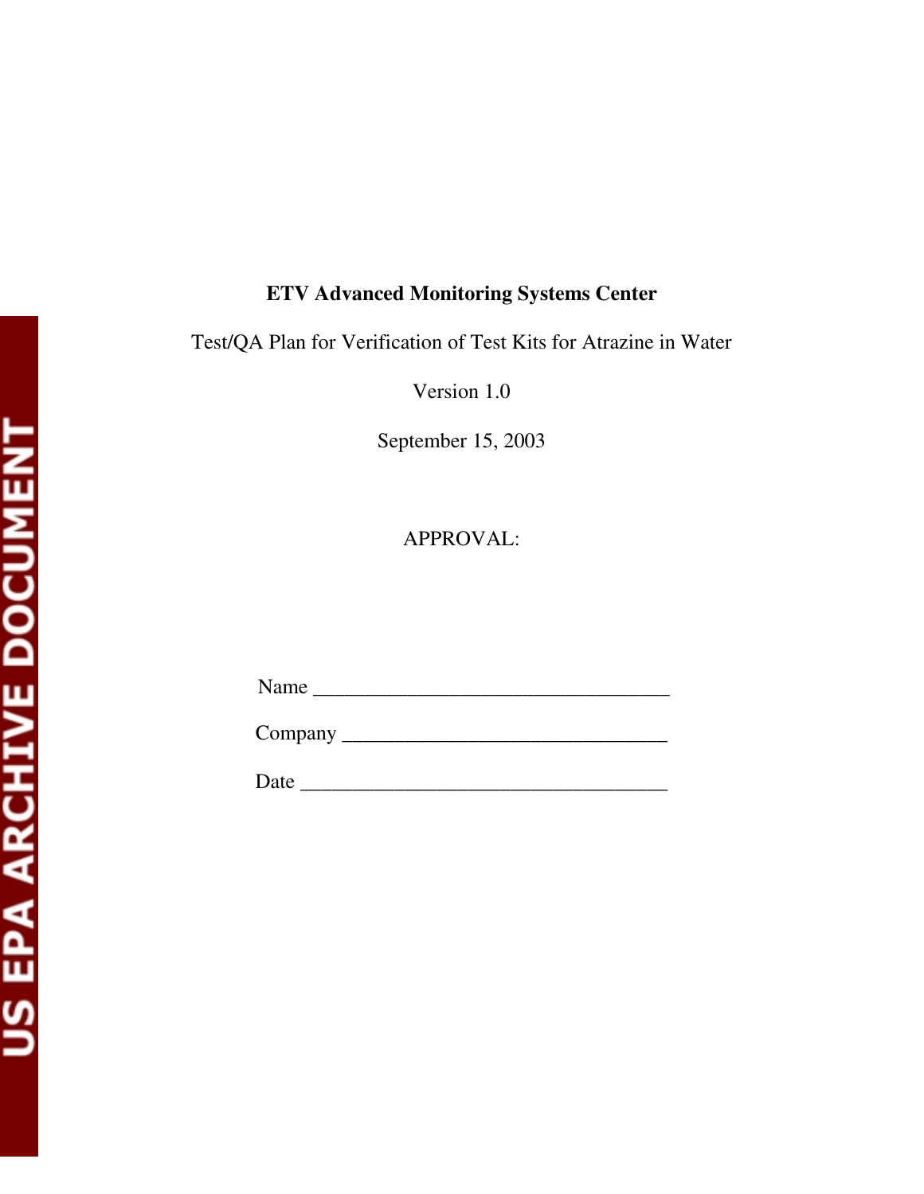**ETV Advanced Monitoring Systems Center**

Test/QA Plan for Verification of Test Kits for Atrazine in Water

Version 1.0

September 15, 2003

APPROVAL:

Name ________________________________

Company ______________________________

Date _________________________________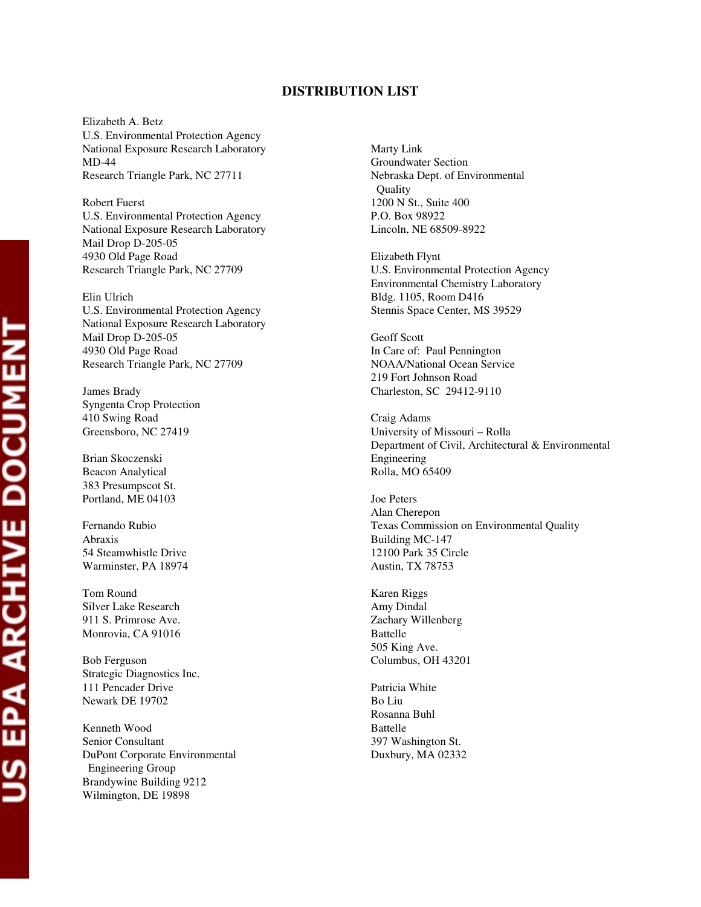## DISTRIBUTION LIST

Elizabeth A. Betz
U.S. Environmental Protection Agency
National Exposure Research Laboratory
MD-44
Research Triangle Park, NC 27711

Robert Fuerst
U.S. Environmental Protection Agency
National Exposure Research Laboratory
Mail Drop D-205-05
4930 Old Page Road
Research Triangle Park, NC 27709

Elin Ulrich
U.S. Environmental Protection Agency
National Exposure Research Laboratory
Mail Drop D-205-05
4930 Old Page Road
Research Triangle Park, NC 27709

James Brady
Syngenta Crop Protection
410 Swing Road
Greensboro, NC 27419

Brian Skoczenski
Beacon Analytical
383 Presumpscot St.
Portland, ME 04103

Fernando Rubio
Abraxis
54 Steamwhistle Drive
Warminster, PA 18974

Tom Round
Silver Lake Research
911 S. Primrose Ave.
Monrovia, CA 91016

Bob Ferguson
Strategic Diagnostics Inc.
111 Pencader Drive
Newark DE 19702

Kenneth Wood
Senior Consultant
DuPont Corporate Environmental Engineering Group
Brandywine Building 9212
Wilmington, DE 19898

Marty Link
Groundwater Section
Nebraska Dept. of Environmental Quality
1200 N St., Suite 400
P.O. Box 98922
Lincoln, NE 68509-8922

Elizabeth Flynt
U.S. Environmental Protection Agency
Environmental Chemistry Laboratory
Bldg. 1105, Room D416
Stennis Space Center, MS 39529

Geoff Scott
In Care of: Paul Pennington
NOAA/National Ocean Service
219 Fort Johnson Road
Charleston, SC 29412-9110

Craig Adams
University of Missouri – Rolla
Department of Civil, Architectural & Environmental Engineering
Rolla, MO 65409

Joe Peters
Alan Cherepon
Texas Commission on Environmental Quality
Building MC-147
12100 Park 35 Circle
Austin, TX 78753

Karen Riggs
Amy Dindal
Zachary Willenberg
Battelle
505 King Ave.
Columbus, OH 43201

Patricia White
Bo Liu
Rosanna Buhl
Battelle
397 Washington St.
Duxbury, MA 02332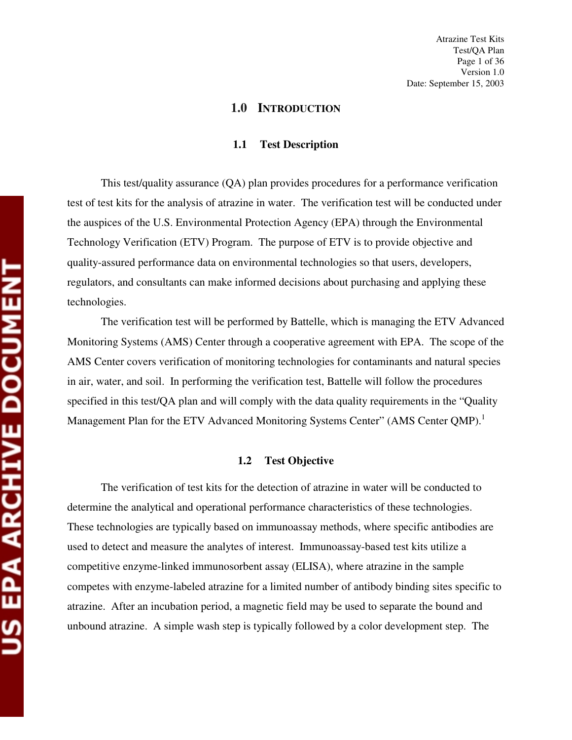# 1.0 INTRODUCTION

## 1.1 Test Description

This test/quality assurance (QA) plan provides procedures for a performance verification test of test kits for the analysis of atrazine in water. The verification test will be conducted under the auspices of the U.S. Environmental Protection Agency (EPA) through the Environmental Technology Verification (ETV) Program. The purpose of ETV is to provide objective and quality-assured performance data on environmental technologies so that users, developers, regulators, and consultants can make informed decisions about purchasing and applying these technologies.

The verification test will be performed by Battelle, which is managing the ETV Advanced Monitoring Systems (AMS) Center through a cooperative agreement with EPA. The scope of the AMS Center covers verification of monitoring technologies for contaminants and natural species in air, water, and soil. In performing the verification test, Battelle will follow the procedures specified in this test/QA plan and will comply with the data quality requirements in the "Quality Management Plan for the ETV Advanced Monitoring Systems Center" (AMS Center QMP).[1]

## 1.2 Test Objective

The verification of test kits for the detection of atrazine in water will be conducted to determine the analytical and operational performance characteristics of these technologies. These technologies are typically based on immunoassay methods, where specific antibodies are used to detect and measure the analytes of interest. Immunoassay-based test kits utilize a competitive enzyme-linked immunosorbent assay (ELISA), where atrazine in the sample competes with enzyme-labeled atrazine for a limited number of antibody binding sites specific to atrazine. After an incubation period, a magnetic field may be used to separate the bound and unbound atrazine. A simple wash step is typically followed by a color development step. The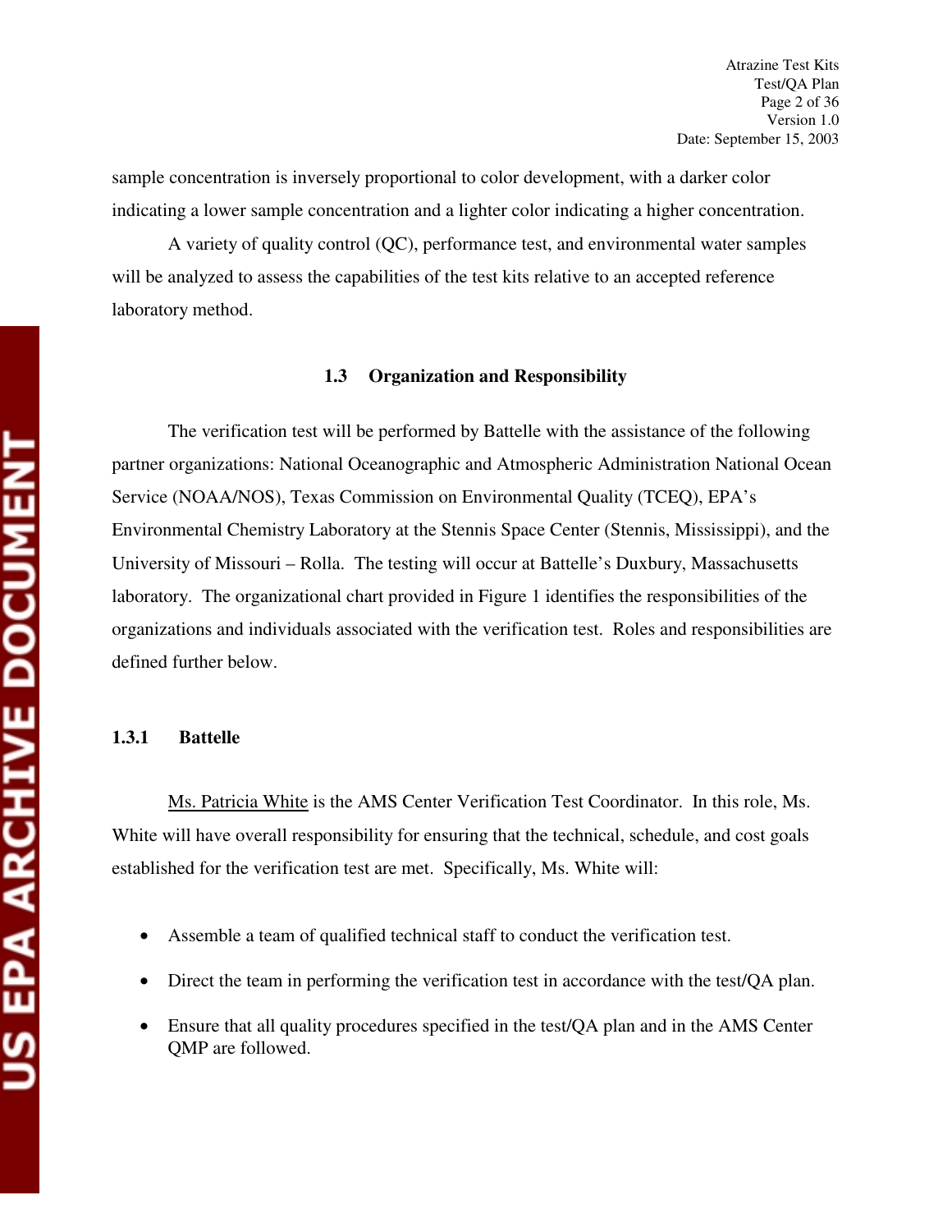sample concentration is inversely proportional to color development, with a darker color indicating a lower sample concentration and a lighter color indicating a higher concentration.

A variety of quality control (QC), performance test, and environmental water samples will be analyzed to assess the capabilities of the test kits relative to an accepted reference laboratory method.

## 1.3 Organization and Responsibility

The verification test will be performed by Battelle with the assistance of the following partner organizations: National Oceanographic and Atmospheric Administration National Ocean Service (NOAA/NOS), Texas Commission on Environmental Quality (TCEQ), EPA's Environmental Chemistry Laboratory at the Stennis Space Center (Stennis, Mississippi), and the University of Missouri – Rolla. The testing will occur at Battelle's Duxbury, Massachusetts laboratory. The organizational chart provided in Figure 1 identifies the responsibilities of the organizations and individuals associated with the verification test. Roles and responsibilities are defined further below.

### 1.3.1 Battelle

Ms. Patricia White is the AMS Center Verification Test Coordinator. In this role, Ms. White will have overall responsibility for ensuring that the technical, schedule, and cost goals established for the verification test are met. Specifically, Ms. White will:

- Assemble a team of qualified technical staff to conduct the verification test.
- Direct the team in performing the verification test in accordance with the test/QA plan.
- Ensure that all quality procedures specified in the test/QA plan and in the AMS Center QMP are followed.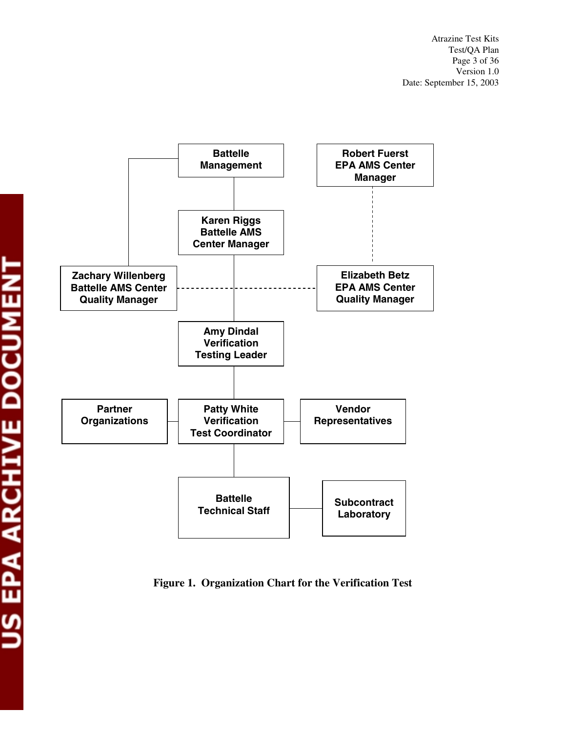Battelle Management

Robert Fuerst
EPA AMS Center
Manager

Karen Riggs
Battelle AMS
Center Manager

Zachary Willenberg
Battelle AMS Center
Quality Manager

Elizabeth Betz
EPA AMS Center
Quality Manager

Amy Dindal
Verification
Testing Leader

Partner
Organizations

Patty White
Verification
Test Coordinator

Vendor
Representatives

Battelle
Technical Staff

Subcontract
Laboratory

**Figure 1. Organization Chart for the Verification Test**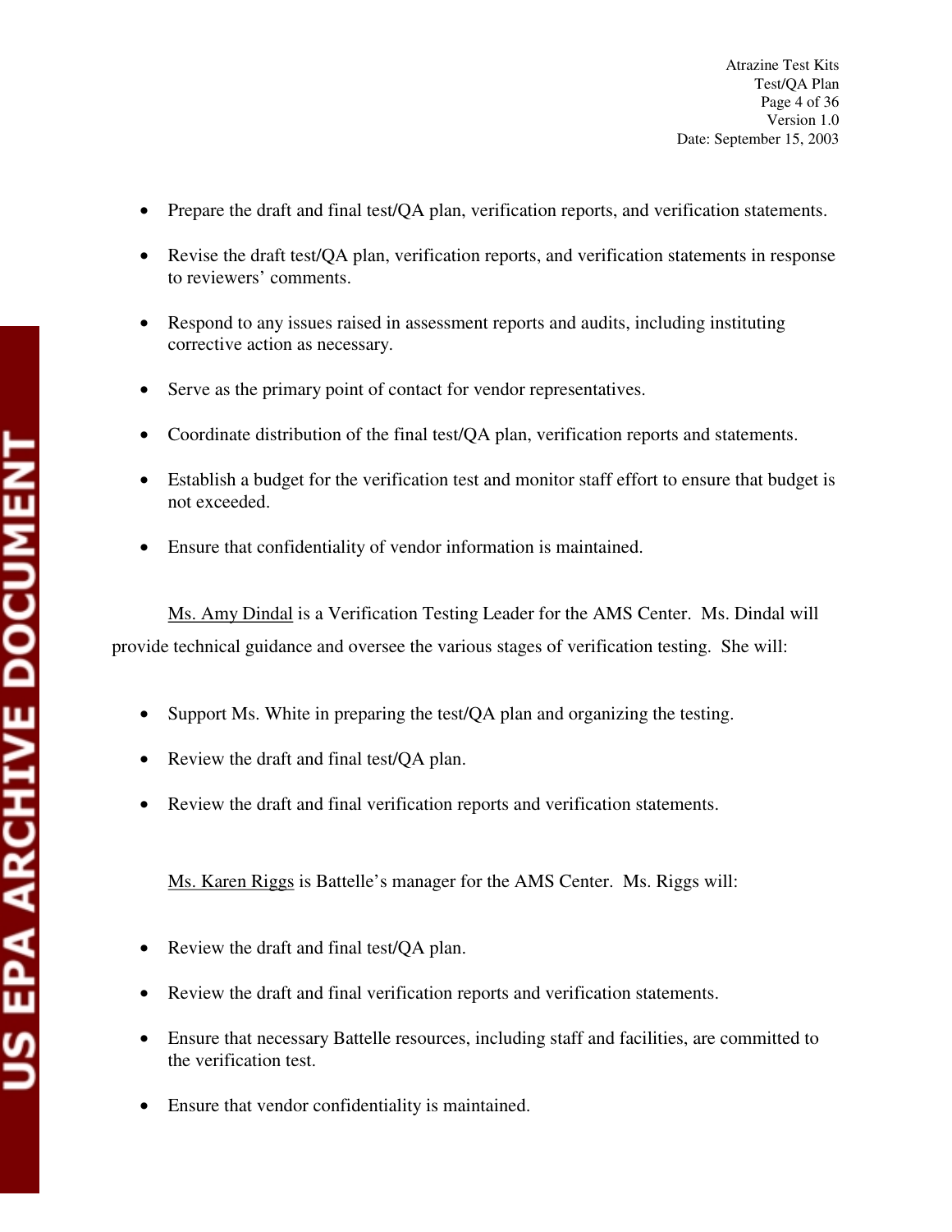- Prepare the draft and final test/QA plan, verification reports, and verification statements.
- Revise the draft test/QA plan, verification reports, and verification statements in response to reviewers' comments.
- Respond to any issues raised in assessment reports and audits, including instituting corrective action as necessary.
- Serve as the primary point of contact for vendor representatives.
- Coordinate distribution of the final test/QA plan, verification reports and statements.
- Establish a budget for the verification test and monitor staff effort to ensure that budget is not exceeded.
- Ensure that confidentiality of vendor information is maintained.

Ms. Amy Dindal is a Verification Testing Leader for the AMS Center. Ms. Dindal will provide technical guidance and oversee the various stages of verification testing. She will:

- Support Ms. White in preparing the test/QA plan and organizing the testing.
- Review the draft and final test/QA plan.
- Review the draft and final verification reports and verification statements.

Ms. Karen Riggs is Battelle's manager for the AMS Center. Ms. Riggs will:

- Review the draft and final test/QA plan.
- Review the draft and final verification reports and verification statements.
- Ensure that necessary Battelle resources, including staff and facilities, are committed to the verification test.
- Ensure that vendor confidentiality is maintained.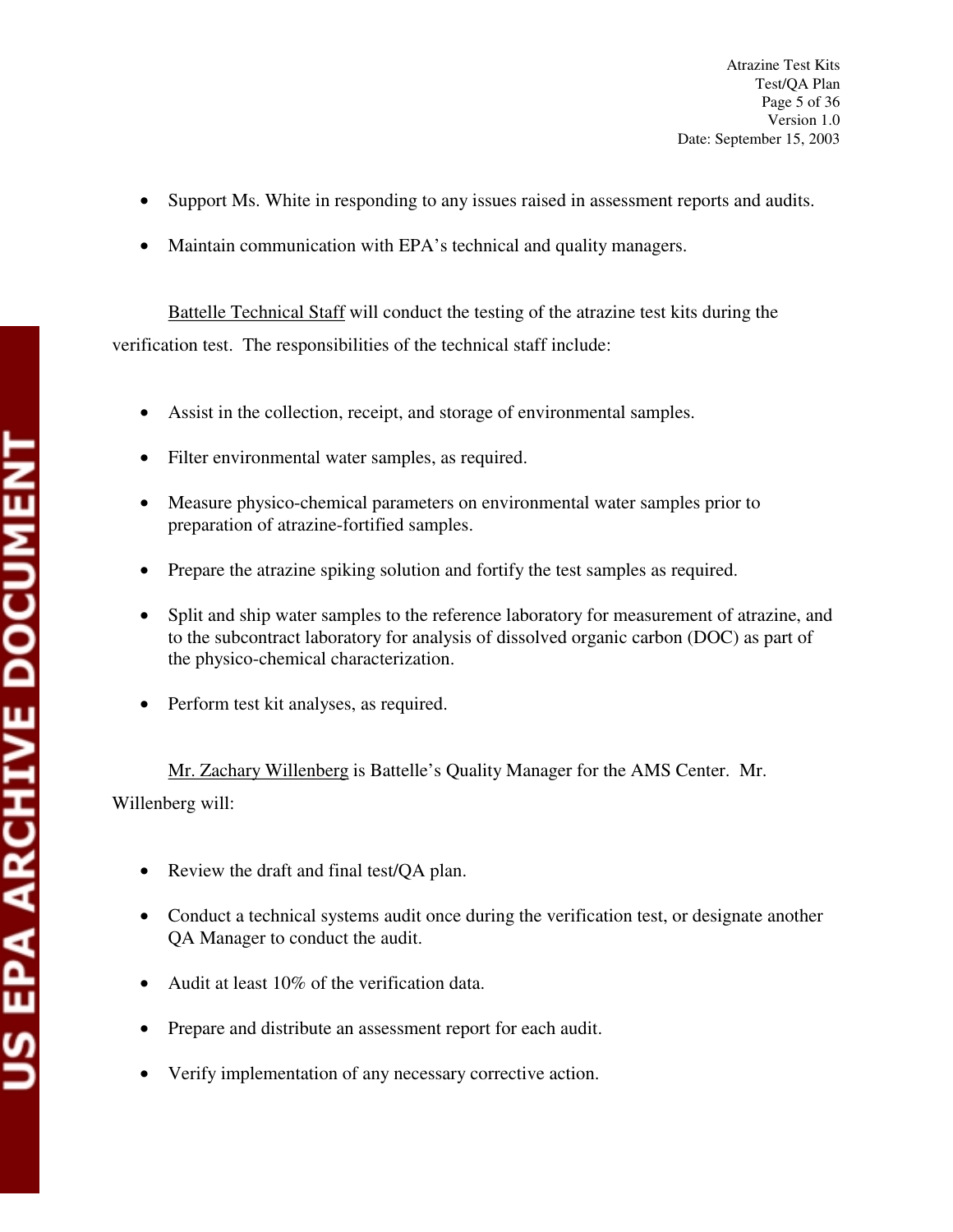- Support Ms. White in responding to any issues raised in assessment reports and audits.
- Maintain communication with EPA's technical and quality managers.

Battelle Technical Staff will conduct the testing of the atrazine test kits during the verification test. The responsibilities of the technical staff include:

- Assist in the collection, receipt, and storage of environmental samples.
- Filter environmental water samples, as required.
- Measure physico-chemical parameters on environmental water samples prior to preparation of atrazine-fortified samples.
- Prepare the atrazine spiking solution and fortify the test samples as required.
- Split and ship water samples to the reference laboratory for measurement of atrazine, and to the subcontract laboratory for analysis of dissolved organic carbon (DOC) as part of the physico-chemical characterization.
- Perform test kit analyses, as required.

Mr. Zachary Willenberg is Battelle's Quality Manager for the AMS Center. Mr. Willenberg will:

- Review the draft and final test/QA plan.
- Conduct a technical systems audit once during the verification test, or designate another QA Manager to conduct the audit.
- Audit at least 10% of the verification data.
- Prepare and distribute an assessment report for each audit.
- Verify implementation of any necessary corrective action.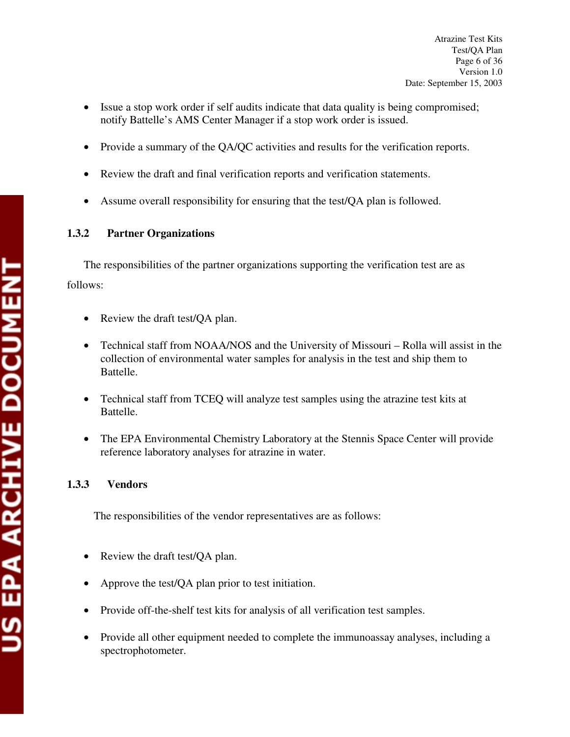- Issue a stop work order if self audits indicate that data quality is being compromised; notify Battelle's AMS Center Manager if a stop work order is issued.

- Provide a summary of the QA/QC activities and results for the verification reports.

- Review the draft and final verification reports and verification statements.

- Assume overall responsibility for ensuring that the test/QA plan is followed.

### 1.3.2 Partner Organizations

The responsibilities of the partner organizations supporting the verification test are as follows:

- Review the draft test/QA plan.

- Technical staff from NOAA/NOS and the University of Missouri – Rolla will assist in the collection of environmental water samples for analysis in the test and ship them to Battelle.

- Technical staff from TCEQ will analyze test samples using the atrazine test kits at Battelle.

- The EPA Environmental Chemistry Laboratory at the Stennis Space Center will provide reference laboratory analyses for atrazine in water.

### 1.3.3 Vendors

The responsibilities of the vendor representatives are as follows:

- Review the draft test/QA plan.

- Approve the test/QA plan prior to test initiation.

- Provide off-the-shelf test kits for analysis of all verification test samples.

- Provide all other equipment needed to complete the immunoassay analyses, including a spectrophotometer.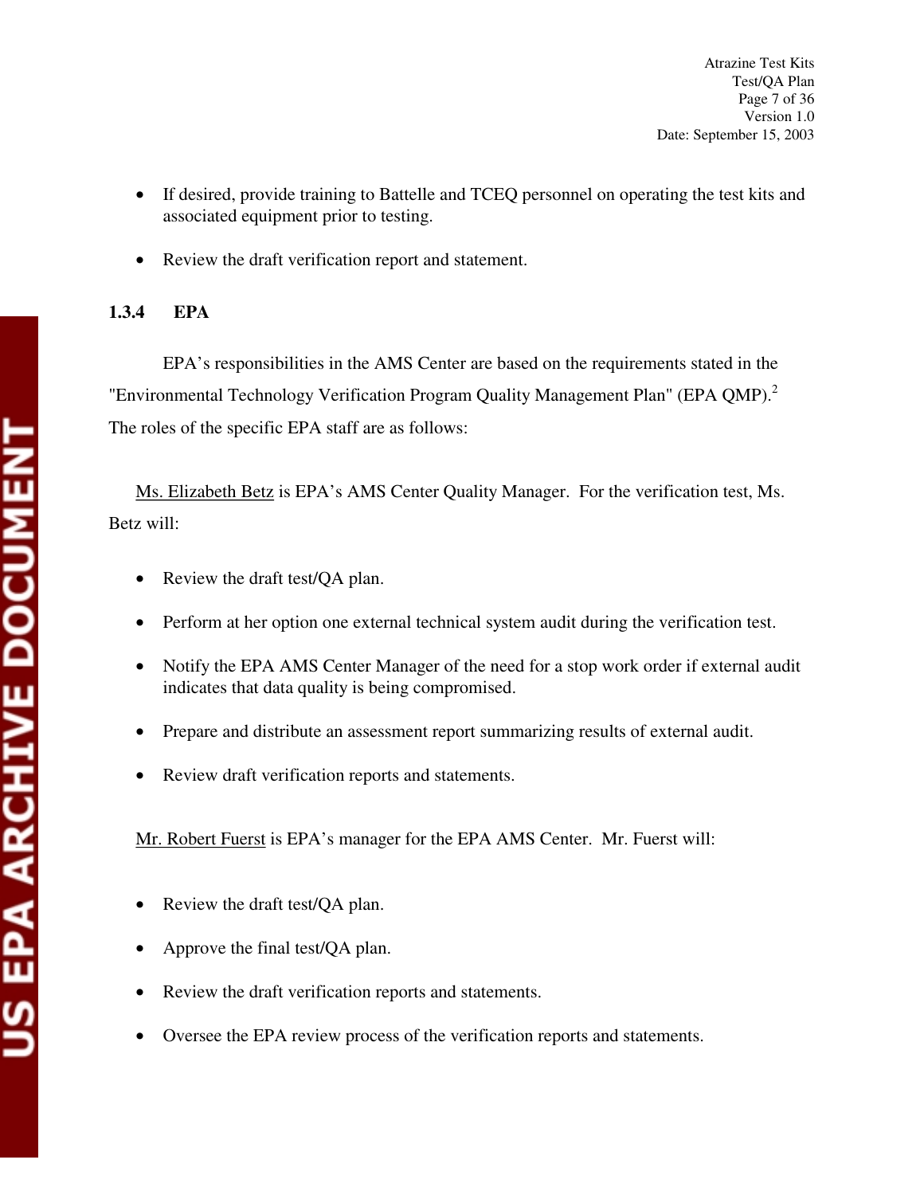- If desired, provide training to Battelle and TCEQ personnel on operating the test kits and associated equipment prior to testing.

- Review the draft verification report and statement.

### 1.3.4 EPA

EPA's responsibilities in the AMS Center are based on the requirements stated in the "Environmental Technology Verification Program Quality Management Plan" (EPA QMP).[2] The roles of the specific EPA staff are as follows:

Ms. Elizabeth Betz is EPA's AMS Center Quality Manager. For the verification test, Ms. Betz will:

- Review the draft test/QA plan.

- Perform at her option one external technical system audit during the verification test.

- Notify the EPA AMS Center Manager of the need for a stop work order if external audit indicates that data quality is being compromised.

- Prepare and distribute an assessment report summarizing results of external audit.

- Review draft verification reports and statements.

Mr. Robert Fuerst is EPA's manager for the EPA AMS Center. Mr. Fuerst will:

- Review the draft test/QA plan.

- Approve the final test/QA plan.

- Review the draft verification reports and statements.

- Oversee the EPA review process of the verification reports and statements.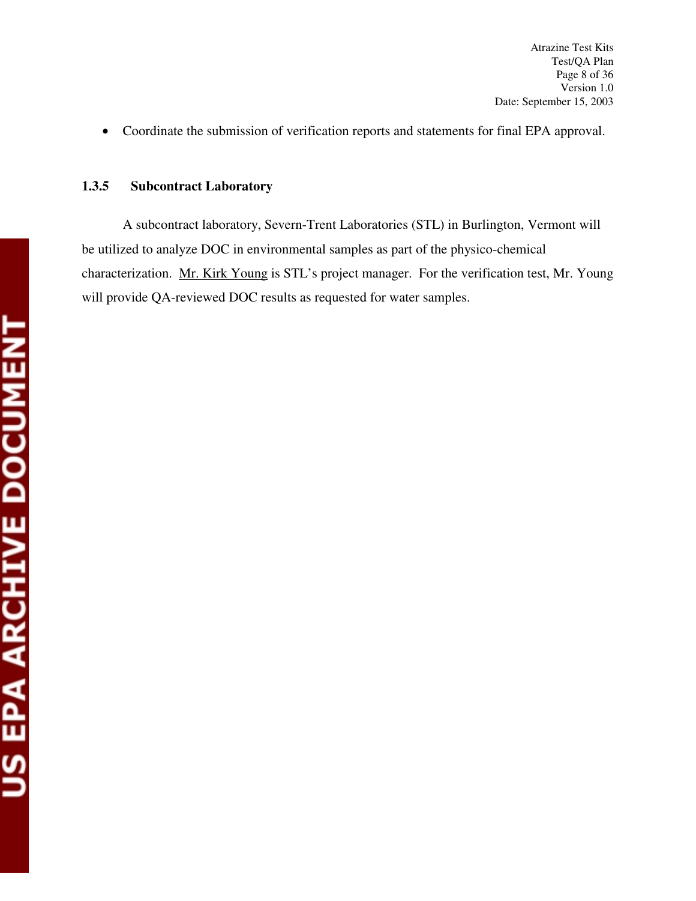- Coordinate the submission of verification reports and statements for final EPA approval.

### 1.3.5 Subcontract Laboratory

A subcontract laboratory, Severn-Trent Laboratories (STL) in Burlington, Vermont will be utilized to analyze DOC in environmental samples as part of the physico-chemical characterization. Mr. Kirk Young is STL's project manager. For the verification test, Mr. Young will provide QA-reviewed DOC results as requested for water samples.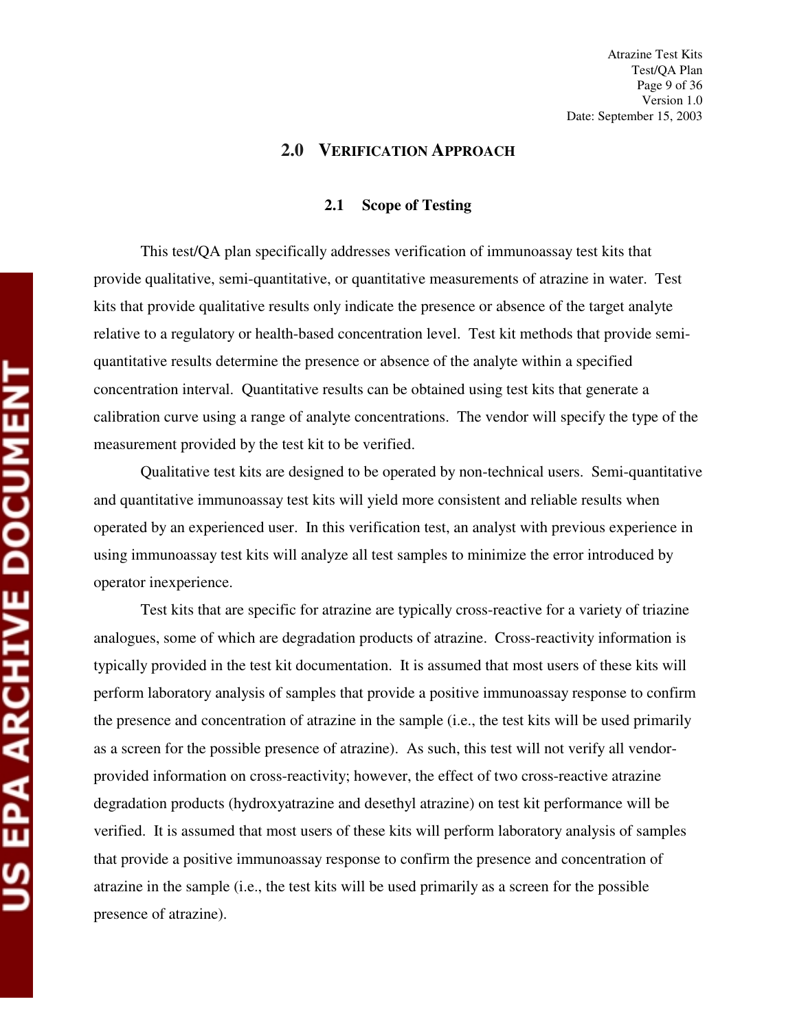## 2.0 Verification Approach

### 2.1 Scope of Testing

This test/QA plan specifically addresses verification of immunoassay test kits that provide qualitative, semi-quantitative, or quantitative measurements of atrazine in water. Test kits that provide qualitative results only indicate the presence or absence of the target analyte relative to a regulatory or health-based concentration level. Test kit methods that provide semi-quantitative results determine the presence or absence of the analyte within a specified concentration interval. Quantitative results can be obtained using test kits that generate a calibration curve using a range of analyte concentrations. The vendor will specify the type of the measurement provided by the test kit to be verified.

Qualitative test kits are designed to be operated by non-technical users. Semi-quantitative and quantitative immunoassay test kits will yield more consistent and reliable results when operated by an experienced user. In this verification test, an analyst with previous experience in using immunoassay test kits will analyze all test samples to minimize the error introduced by operator inexperience.

Test kits that are specific for atrazine are typically cross-reactive for a variety of triazine analogues, some of which are degradation products of atrazine. Cross-reactivity information is typically provided in the test kit documentation. It is assumed that most users of these kits will perform laboratory analysis of samples that provide a positive immunoassay response to confirm the presence and concentration of atrazine in the sample (i.e., the test kits will be used primarily as a screen for the possible presence of atrazine). As such, this test will not verify all vendor-provided information on cross-reactivity; however, the effect of two cross-reactive atrazine degradation products (hydroxyatrazine and desethyl atrazine) on test kit performance will be verified. It is assumed that most users of these kits will perform laboratory analysis of samples that provide a positive immunoassay response to confirm the presence and concentration of atrazine in the sample (i.e., the test kits will be used primarily as a screen for the possible presence of atrazine).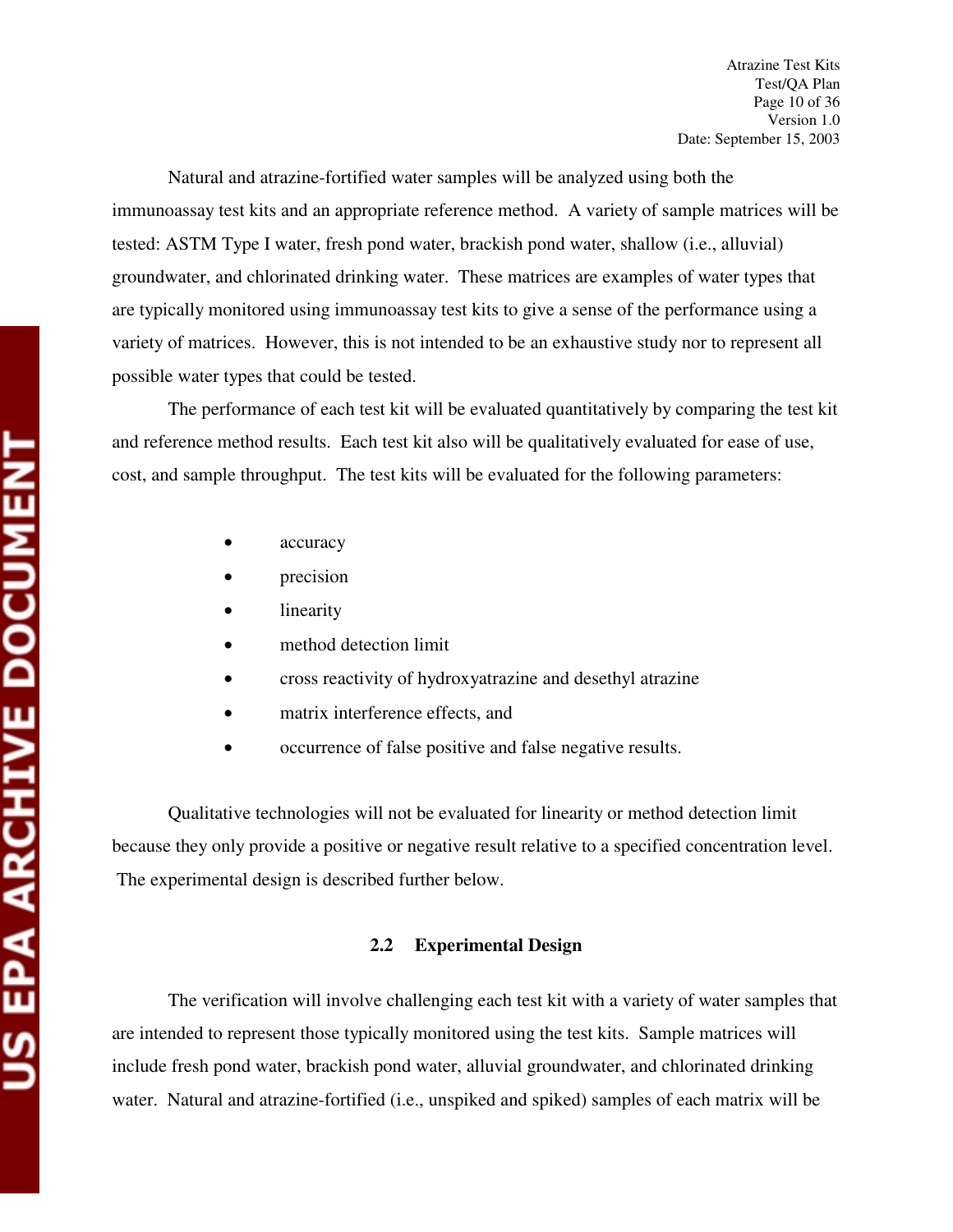Natural and atrazine-fortified water samples will be analyzed using both the immunoassay test kits and an appropriate reference method. A variety of sample matrices will be tested: ASTM Type I water, fresh pond water, brackish pond water, shallow (i.e., alluvial) groundwater, and chlorinated drinking water. These matrices are examples of water types that are typically monitored using immunoassay test kits to give a sense of the performance using a variety of matrices. However, this is not intended to be an exhaustive study nor to represent all possible water types that could be tested.

The performance of each test kit will be evaluated quantitatively by comparing the test kit and reference method results. Each test kit also will be qualitatively evaluated for ease of use, cost, and sample throughput. The test kits will be evaluated for the following parameters:

- accuracy
- precision
- linearity
- method detection limit
- cross reactivity of hydroxyatrazine and desethyl atrazine
- matrix interference effects, and
- occurrence of false positive and false negative results.

Qualitative technologies will not be evaluated for linearity or method detection limit because they only provide a positive or negative result relative to a specified concentration level. The experimental design is described further below.

## 2.2 Experimental Design

The verification will involve challenging each test kit with a variety of water samples that are intended to represent those typically monitored using the test kits. Sample matrices will include fresh pond water, brackish pond water, alluvial groundwater, and chlorinated drinking water. Natural and atrazine-fortified (i.e., unspiked and spiked) samples of each matrix will be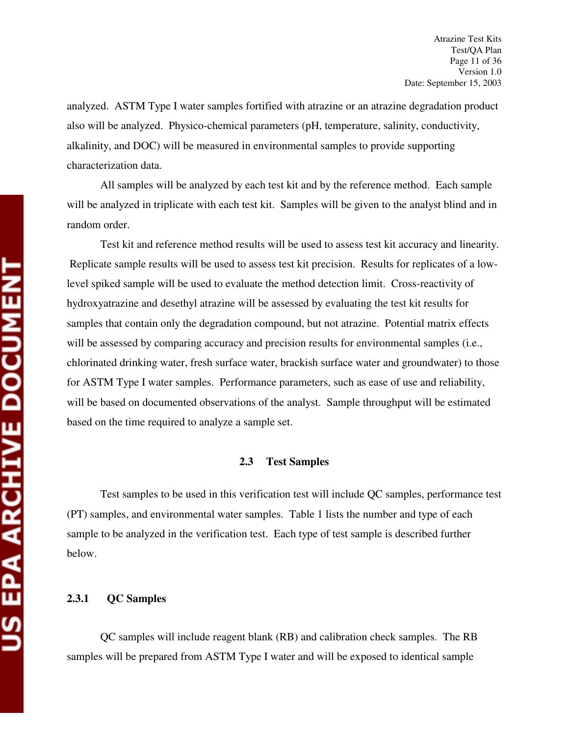analyzed. ASTM Type I water samples fortified with atrazine or an atrazine degradation product also will be analyzed. Physico-chemical parameters (pH, temperature, salinity, conductivity, alkalinity, and DOC) will be measured in environmental samples to provide supporting characterization data.

All samples will be analyzed by each test kit and by the reference method. Each sample will be analyzed in triplicate with each test kit. Samples will be given to the analyst blind and in random order.

Test kit and reference method results will be used to assess test kit accuracy and linearity. Replicate sample results will be used to assess test kit precision. Results for replicates of a low-level spiked sample will be used to evaluate the method detection limit. Cross-reactivity of hydroxyatrazine and desethyl atrazine will be assessed by evaluating the test kit results for samples that contain only the degradation compound, but not atrazine. Potential matrix effects will be assessed by comparing accuracy and precision results for environmental samples (i.e., chlorinated drinking water, fresh surface water, brackish surface water and groundwater) to those for ASTM Type I water samples. Performance parameters, such as ease of use and reliability, will be based on documented observations of the analyst. Sample throughput will be estimated based on the time required to analyze a sample set.

## 2.3 Test Samples

Test samples to be used in this verification test will include QC samples, performance test (PT) samples, and environmental water samples. Table 1 lists the number and type of each sample to be analyzed in the verification test. Each type of test sample is described further below.

### 2.3.1 QC Samples

QC samples will include reagent blank (RB) and calibration check samples. The RB samples will be prepared from ASTM Type I water and will be exposed to identical sample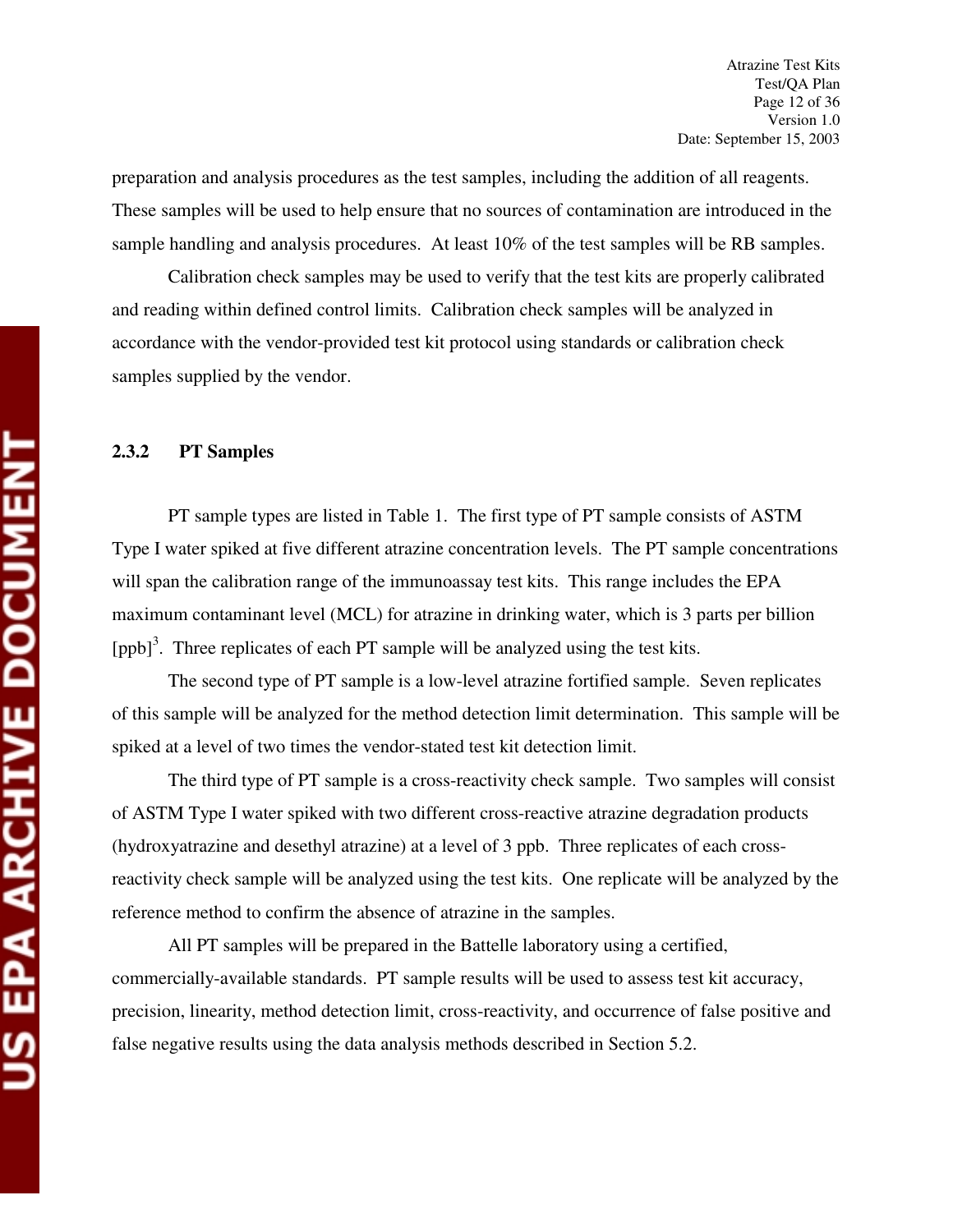preparation and analysis procedures as the test samples, including the addition of all reagents. These samples will be used to help ensure that no sources of contamination are introduced in the sample handling and analysis procedures. At least 10% of the test samples will be RB samples.

Calibration check samples may be used to verify that the test kits are properly calibrated and reading within defined control limits. Calibration check samples will be analyzed in accordance with the vendor-provided test kit protocol using standards or calibration check samples supplied by the vendor.

### 2.3.2 PT Samples

PT sample types are listed in Table 1. The first type of PT sample consists of ASTM Type I water spiked at five different atrazine concentration levels. The PT sample concentrations will span the calibration range of the immunoassay test kits. This range includes the EPA maximum contaminant level (MCL) for atrazine in drinking water, which is 3 parts per billion [ppb][3]. Three replicates of each PT sample will be analyzed using the test kits.

The second type of PT sample is a low-level atrazine fortified sample. Seven replicates of this sample will be analyzed for the method detection limit determination. This sample will be spiked at a level of two times the vendor-stated test kit detection limit.

The third type of PT sample is a cross-reactivity check sample. Two samples will consist of ASTM Type I water spiked with two different cross-reactive atrazine degradation products (hydroxyatrazine and desethyl atrazine) at a level of 3 ppb. Three replicates of each cross-reactivity check sample will be analyzed using the test kits. One replicate will be analyzed by the reference method to confirm the absence of atrazine in the samples.

All PT samples will be prepared in the Battelle laboratory using a certified, commercially-available standards. PT sample results will be used to assess test kit accuracy, precision, linearity, method detection limit, cross-reactivity, and occurrence of false positive and false negative results using the data analysis methods described in Section 5.2.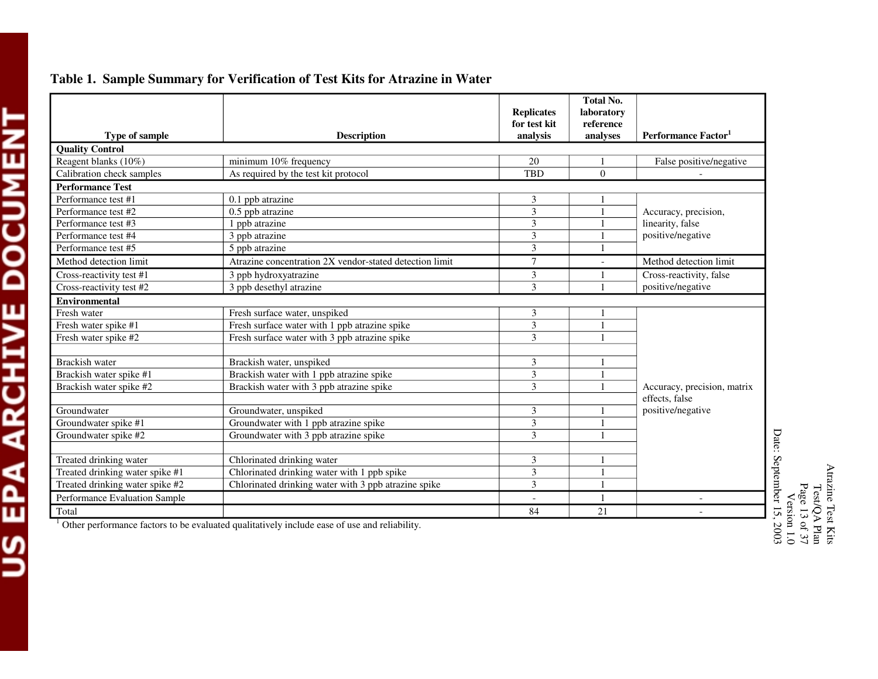## Table 1. Sample Summary for Verification of Test Kits for Atrazine in Water

| Type of sample | Description | Replicates for test kit analysis | Total No. laboratory reference analyses | Performance Factor[1] |
|---|---|---|---|---|
| **Quality Control** | | | | |
| Reagent blanks (10%) | minimum 10% frequency | 20 | 1 | False positive/negative |
| Calibration check samples | As required by the test kit protocol | TBD | 0 | - |
| **Performance Test** | | | | |
| Performance test #1 | 0.1 ppb atrazine | 3 | 1 | Accuracy, precision, linearity, false positive/negative |
| Performance test #2 | 0.5 ppb atrazine | 3 | 1 | |
| Performance test #3 | 1 ppb atrazine | 3 | 1 | |
| Performance test #4 | 3 ppb atrazine | 3 | 1 | |
| Performance test #5 | 5 ppb atrazine | 3 | 1 | |
| Method detection limit | Atrazine concentration 2X vendor-stated detection limit | 7 | - | Method detection limit |
| Cross-reactivity test #1 | 3 ppb hydroxyatrazine | 3 | 1 | Cross-reactivity, false positive/negative |
| Cross-reactivity test #2 | 3 ppb desethyl atrazine | 3 | 1 | |
| **Environmental** | | | | |
| Fresh water | Fresh surface water, unspiked | 3 | 1 | Accuracy, precision, matrix effects, false positive/negative |
| Fresh water spike #1 | Fresh surface water with 1 ppb atrazine spike | 3 | 1 | |
| Fresh water spike #2 | Fresh surface water with 3 ppb atrazine spike | 3 | 1 | |
| | | | | |
| Brackish water | Brackish water, unspiked | 3 | 1 | |
| Brackish water spike #1 | Brackish water with 1 ppb atrazine spike | 3 | 1 | |
| Brackish water spike #2 | Brackish water with 3 ppb atrazine spike | 3 | 1 | |
| | | | | |
| Groundwater | Groundwater, unspiked | 3 | 1 | |
| Groundwater spike #1 | Groundwater with 1 ppb atrazine spike | 3 | 1 | |
| Groundwater spike #2 | Groundwater with 3 ppb atrazine spike | 3 | 1 | |
| | | | | |
| Treated drinking water | Chlorinated drinking water | 3 | 1 | |
| Treated drinking water spike #1 | Chlorinated drinking water with 1 ppb spike | 3 | 1 | |
| Treated drinking water spike #2 | Chlorinated drinking water with 3 ppb atrazine spike | 3 | 1 | |
| Performance Evaluation Sample | | - | 1 | - |
| Total | | 84 | 21 | - |

[1] Other performance factors to be evaluated qualitatively include ease of use and reliability.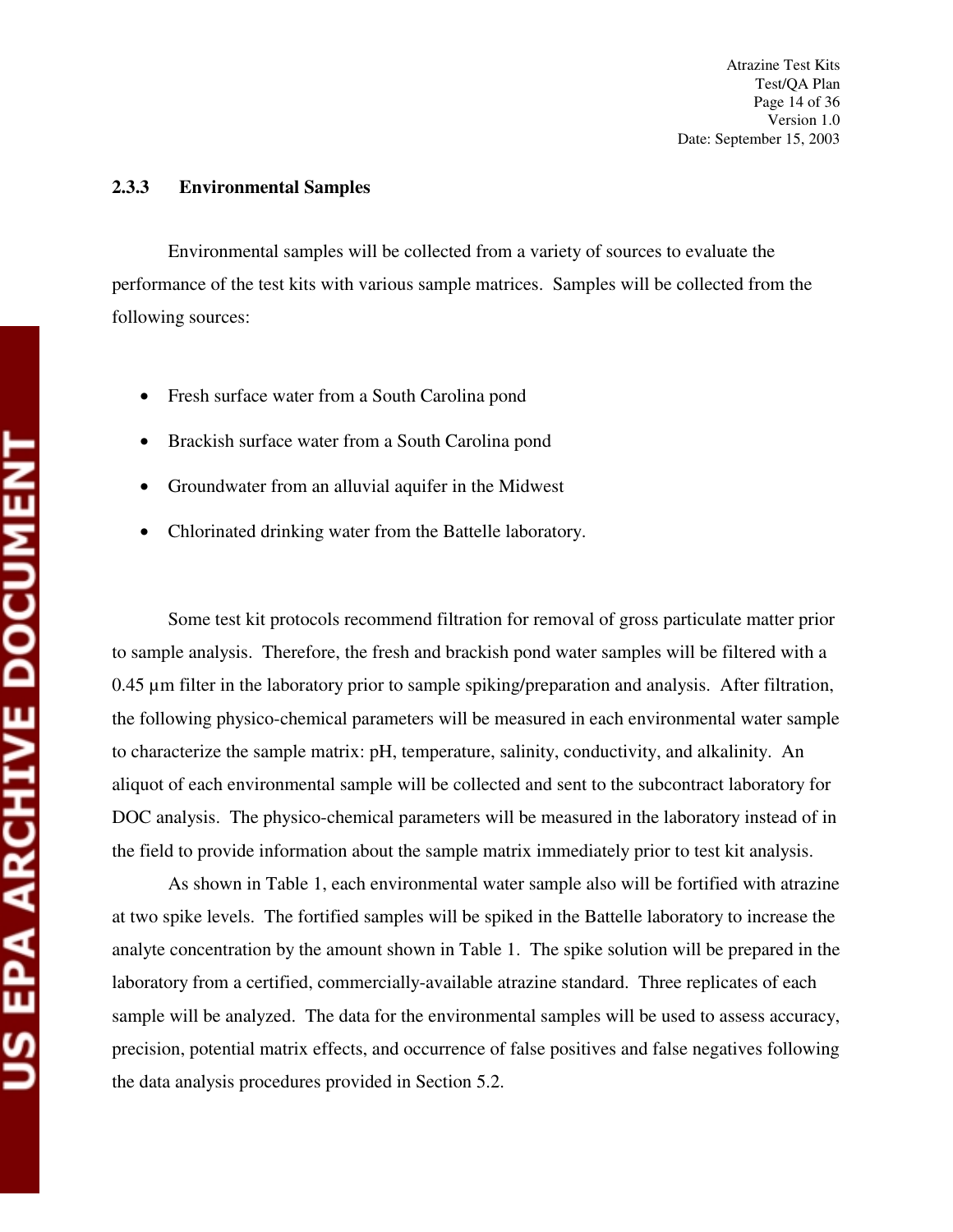### 2.3.3 Environmental Samples

Environmental samples will be collected from a variety of sources to evaluate the performance of the test kits with various sample matrices. Samples will be collected from the following sources:

- Fresh surface water from a South Carolina pond
- Brackish surface water from a South Carolina pond
- Groundwater from an alluvial aquifer in the Midwest
- Chlorinated drinking water from the Battelle laboratory.

Some test kit protocols recommend filtration for removal of gross particulate matter prior to sample analysis. Therefore, the fresh and brackish pond water samples will be filtered with a 0.45 µm filter in the laboratory prior to sample spiking/preparation and analysis. After filtration, the following physico-chemical parameters will be measured in each environmental water sample to characterize the sample matrix: pH, temperature, salinity, conductivity, and alkalinity. An aliquot of each environmental sample will be collected and sent to the subcontract laboratory for DOC analysis. The physico-chemical parameters will be measured in the laboratory instead of in the field to provide information about the sample matrix immediately prior to test kit analysis.

As shown in Table 1, each environmental water sample also will be fortified with atrazine at two spike levels. The fortified samples will be spiked in the Battelle laboratory to increase the analyte concentration by the amount shown in Table 1. The spike solution will be prepared in the laboratory from a certified, commercially-available atrazine standard. Three replicates of each sample will be analyzed. The data for the environmental samples will be used to assess accuracy, precision, potential matrix effects, and occurrence of false positives and false negatives following the data analysis procedures provided in Section 5.2.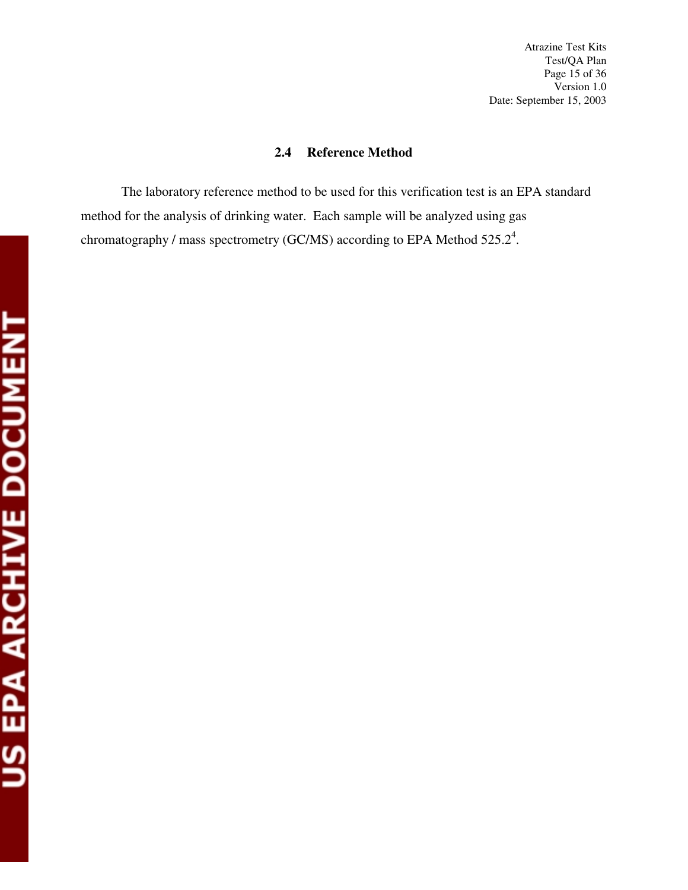### 2.4 Reference Method

The laboratory reference method to be used for this verification test is an EPA standard method for the analysis of drinking water. Each sample will be analyzed using gas chromatography / mass spectrometry (GC/MS) according to EPA Method 525.2[4].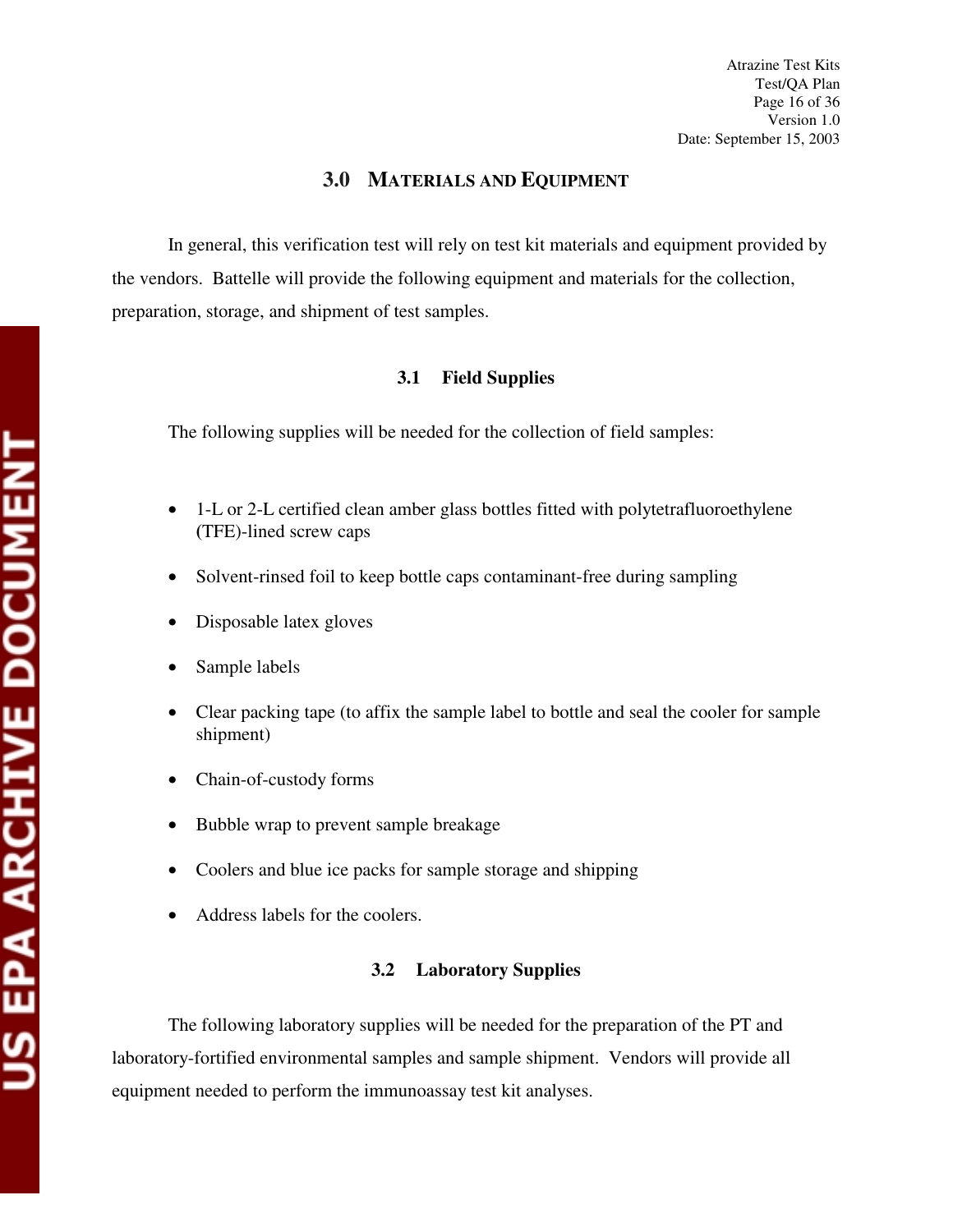## 3.0 MATERIALS AND EQUIPMENT

In general, this verification test will rely on test kit materials and equipment provided by the vendors. Battelle will provide the following equipment and materials for the collection, preparation, storage, and shipment of test samples.

### 3.1 Field Supplies

The following supplies will be needed for the collection of field samples:

- 1-L or 2-L certified clean amber glass bottles fitted with polytetrafluoroethylene (TFE)-lined screw caps
- Solvent-rinsed foil to keep bottle caps contaminant-free during sampling
- Disposable latex gloves
- Sample labels
- Clear packing tape (to affix the sample label to bottle and seal the cooler for sample shipment)
- Chain-of-custody forms
- Bubble wrap to prevent sample breakage
- Coolers and blue ice packs for sample storage and shipping
- Address labels for the coolers.

### 3.2 Laboratory Supplies

The following laboratory supplies will be needed for the preparation of the PT and laboratory-fortified environmental samples and sample shipment. Vendors will provide all equipment needed to perform the immunoassay test kit analyses.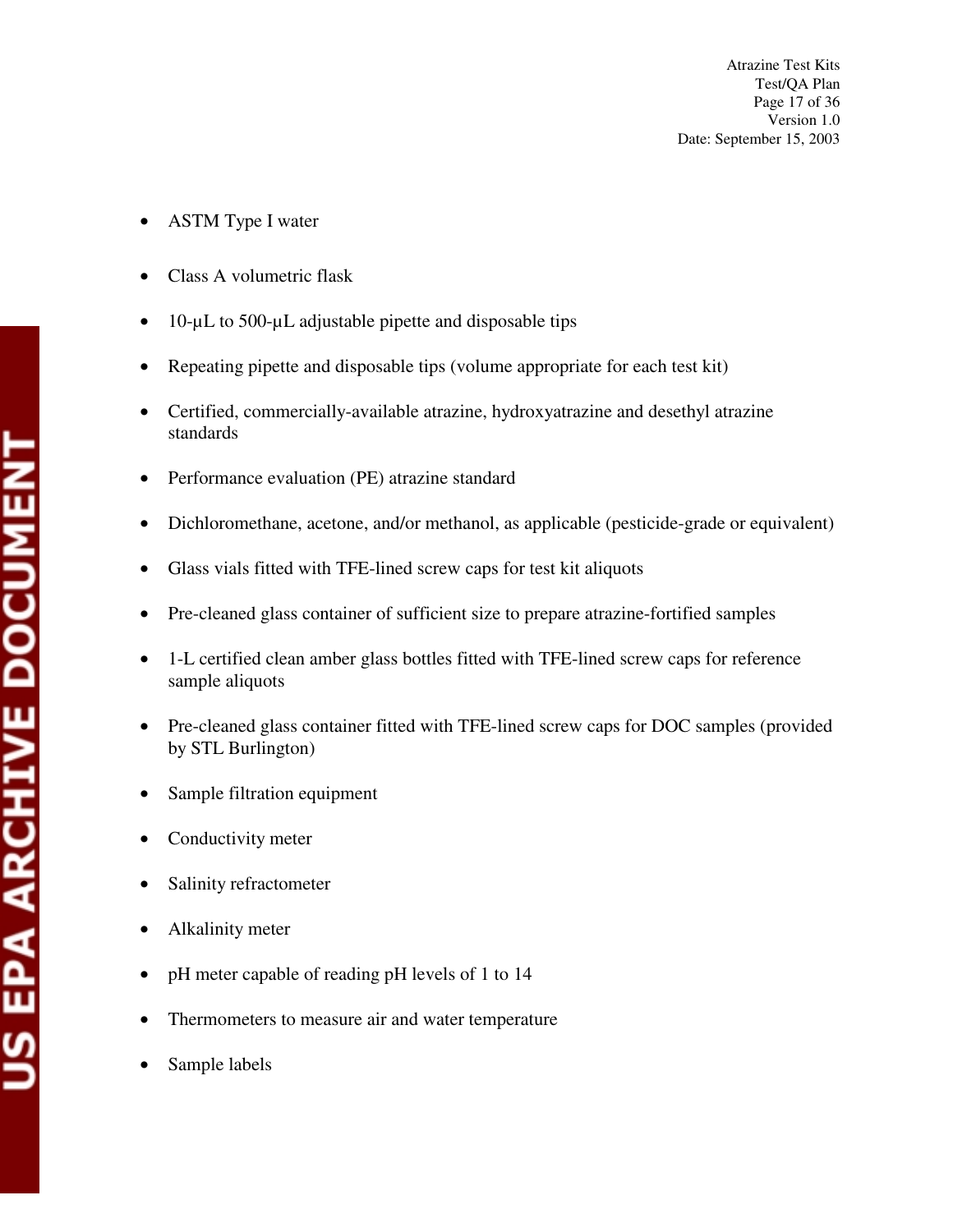- ASTM Type I water
- Class A volumetric flask
- 10-µL to 500-µL adjustable pipette and disposable tips
- Repeating pipette and disposable tips (volume appropriate for each test kit)
- Certified, commercially-available atrazine, hydroxyatrazine and desethyl atrazine standards
- Performance evaluation (PE) atrazine standard
- Dichloromethane, acetone, and/or methanol, as applicable (pesticide-grade or equivalent)
- Glass vials fitted with TFE-lined screw caps for test kit aliquots
- Pre-cleaned glass container of sufficient size to prepare atrazine-fortified samples
- 1-L certified clean amber glass bottles fitted with TFE-lined screw caps for reference sample aliquots
- Pre-cleaned glass container fitted with TFE-lined screw caps for DOC samples (provided by STL Burlington)
- Sample filtration equipment
- Conductivity meter
- Salinity refractometer
- Alkalinity meter
- pH meter capable of reading pH levels of 1 to 14
- Thermometers to measure air and water temperature
- Sample labels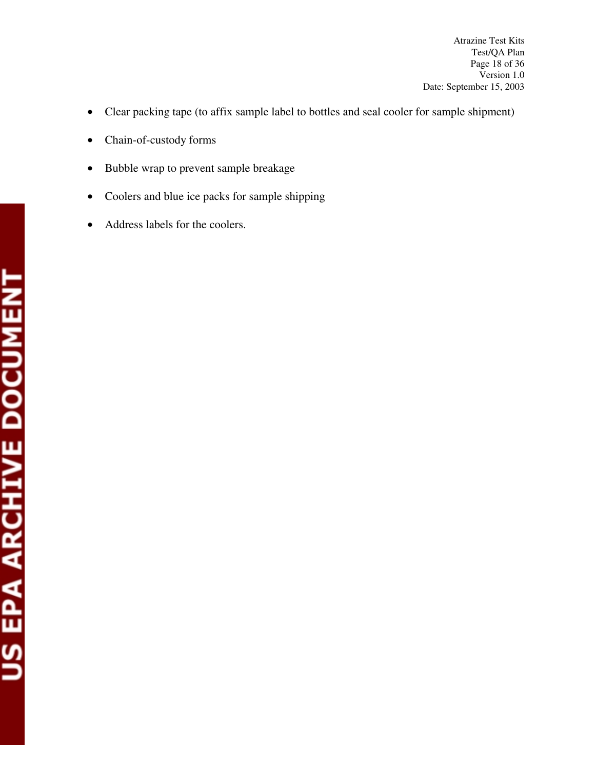- Clear packing tape (to affix sample label to bottles and seal cooler for sample shipment)
- Chain-of-custody forms
- Bubble wrap to prevent sample breakage
- Coolers and blue ice packs for sample shipping
- Address labels for the coolers.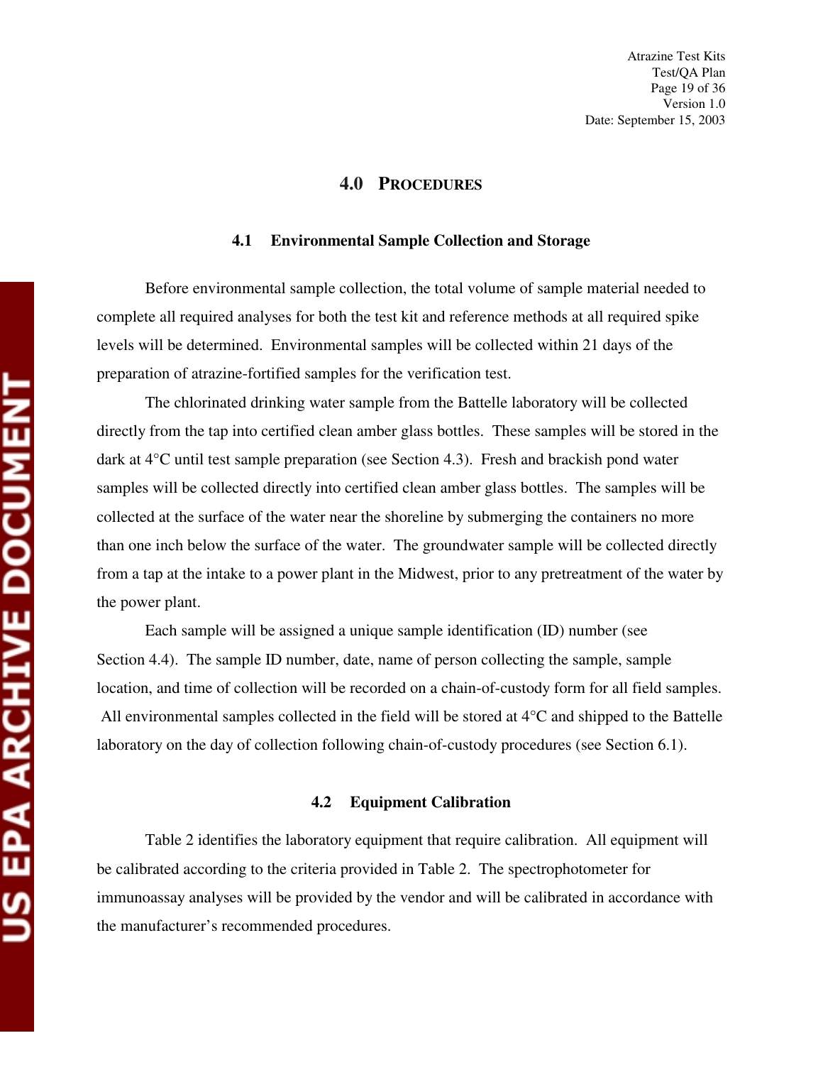# 4.0 PROCEDURES

## 4.1 Environmental Sample Collection and Storage

Before environmental sample collection, the total volume of sample material needed to complete all required analyses for both the test kit and reference methods at all required spike levels will be determined. Environmental samples will be collected within 21 days of the preparation of atrazine-fortified samples for the verification test.

The chlorinated drinking water sample from the Battelle laboratory will be collected directly from the tap into certified clean amber glass bottles. These samples will be stored in the dark at 4°C until test sample preparation (see Section 4.3). Fresh and brackish pond water samples will be collected directly into certified clean amber glass bottles. The samples will be collected at the surface of the water near the shoreline by submerging the containers no more than one inch below the surface of the water. The groundwater sample will be collected directly from a tap at the intake to a power plant in the Midwest, prior to any pretreatment of the water by the power plant.

Each sample will be assigned a unique sample identification (ID) number (see Section 4.4). The sample ID number, date, name of person collecting the sample, sample location, and time of collection will be recorded on a chain-of-custody form for all field samples. All environmental samples collected in the field will be stored at 4°C and shipped to the Battelle laboratory on the day of collection following chain-of-custody procedures (see Section 6.1).

## 4.2 Equipment Calibration

Table 2 identifies the laboratory equipment that require calibration. All equipment will be calibrated according to the criteria provided in Table 2. The spectrophotometer for immunoassay analyses will be provided by the vendor and will be calibrated in accordance with the manufacturer's recommended procedures.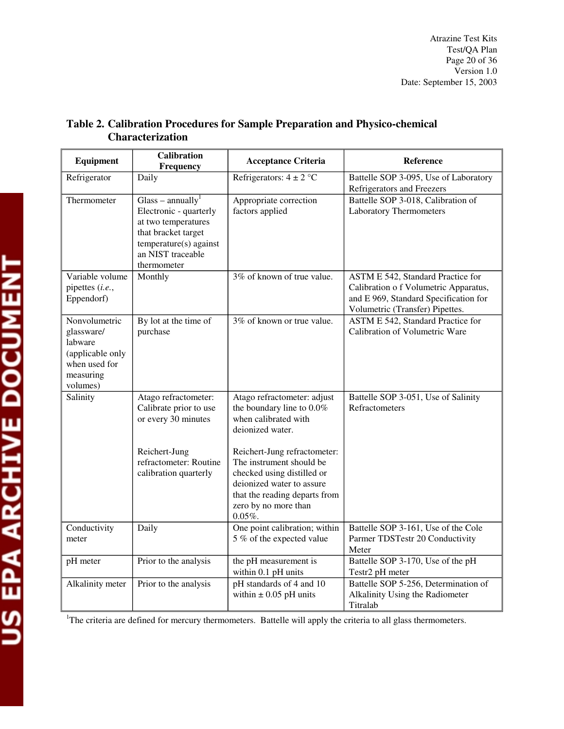**Table 2. Calibration Procedures for Sample Preparation and Physico-chemical Characterization**

| Equipment | Calibration Frequency | Acceptance Criteria | Reference |
|---|---|---|---|
| Refrigerator | Daily | Refrigerators: 4 ± 2 °C | Battelle SOP 3-095, Use of Laboratory Refrigerators and Freezers |
| Thermometer | Glass – annually[1] Electronic - quarterly at two temperatures that bracket target temperature(s) against an NIST traceable thermometer | Appropriate correction factors applied | Battelle SOP 3-018, Calibration of Laboratory Thermometers |
| Variable volume pipettes (*i.e.*, Eppendorf) | Monthly | 3% of known of true value. | ASTM E 542, Standard Practice for Calibration o f Volumetric Apparatus, and E 969, Standard Specification for Volumetric (Transfer) Pipettes. |
| Nonvolumetric glassware/ labware (applicable only when used for measuring volumes) | By lot at the time of purchase | 3% of known or true value. | ASTM E 542, Standard Practice for Calibration of Volumetric Ware |
| Salinity | Atago refractometer: Calibrate prior to use or every 30 minutes<br><br>Reichert-Jung refractometer: Routine calibration quarterly | Atago refractometer: adjust the boundary line to 0.0% when calibrated with deionized water.<br><br>Reichert-Jung refractometer: The instrument should be checked using distilled or deionized water to assure that the reading departs from zero by no more than 0.05%. | Battelle SOP 3-051, Use of Salinity Refractometers |
| Conductivity meter | Daily | One point calibration; within 5 % of the expected value | Battelle SOP 3-161, Use of the Cole Parmer TDSTestr 20 Conductivity Meter |
| pH meter | Prior to the analysis | the pH measurement is within 0.1 pH units | Battelle SOP 3-170, Use of the pH Testr2 pH meter |
| Alkalinity meter | Prior to the analysis | pH standards of 4 and 10 within ± 0.05 pH units | Battelle SOP 5-256, Determination of Alkalinity Using the Radiometer Titralab |

[1]The criteria are defined for mercury thermometers. Battelle will apply the criteria to all glass thermometers.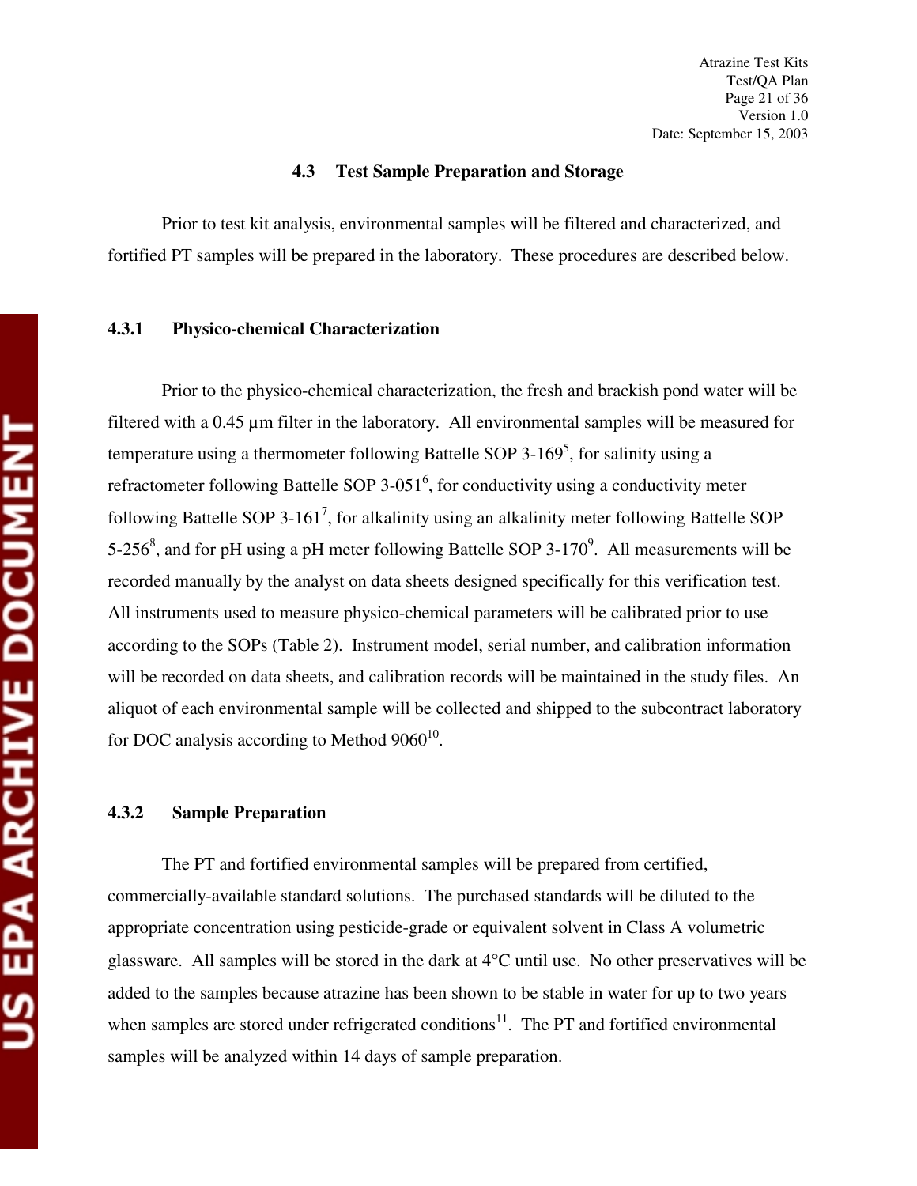### 4.3 Test Sample Preparation and Storage

Prior to test kit analysis, environmental samples will be filtered and characterized, and fortified PT samples will be prepared in the laboratory. These procedures are described below.

#### 4.3.1 Physico-chemical Characterization

Prior to the physico-chemical characterization, the fresh and brackish pond water will be filtered with a 0.45 µm filter in the laboratory. All environmental samples will be measured for temperature using a thermometer following Battelle SOP 3-169[5], for salinity using a refractometer following Battelle SOP 3-051[6], for conductivity using a conductivity meter following Battelle SOP 3-161[7], for alkalinity using an alkalinity meter following Battelle SOP 5-256[8], and for pH using a pH meter following Battelle SOP 3-170[9]. All measurements will be recorded manually by the analyst on data sheets designed specifically for this verification test. All instruments used to measure physico-chemical parameters will be calibrated prior to use according to the SOPs (Table 2). Instrument model, serial number, and calibration information will be recorded on data sheets, and calibration records will be maintained in the study files. An aliquot of each environmental sample will be collected and shipped to the subcontract laboratory for DOC analysis according to Method 9060[10].

#### 4.3.2 Sample Preparation

The PT and fortified environmental samples will be prepared from certified, commercially-available standard solutions. The purchased standards will be diluted to the appropriate concentration using pesticide-grade or equivalent solvent in Class A volumetric glassware. All samples will be stored in the dark at 4°C until use. No other preservatives will be added to the samples because atrazine has been shown to be stable in water for up to two years when samples are stored under refrigerated conditions[11]. The PT and fortified environmental samples will be analyzed within 14 days of sample preparation.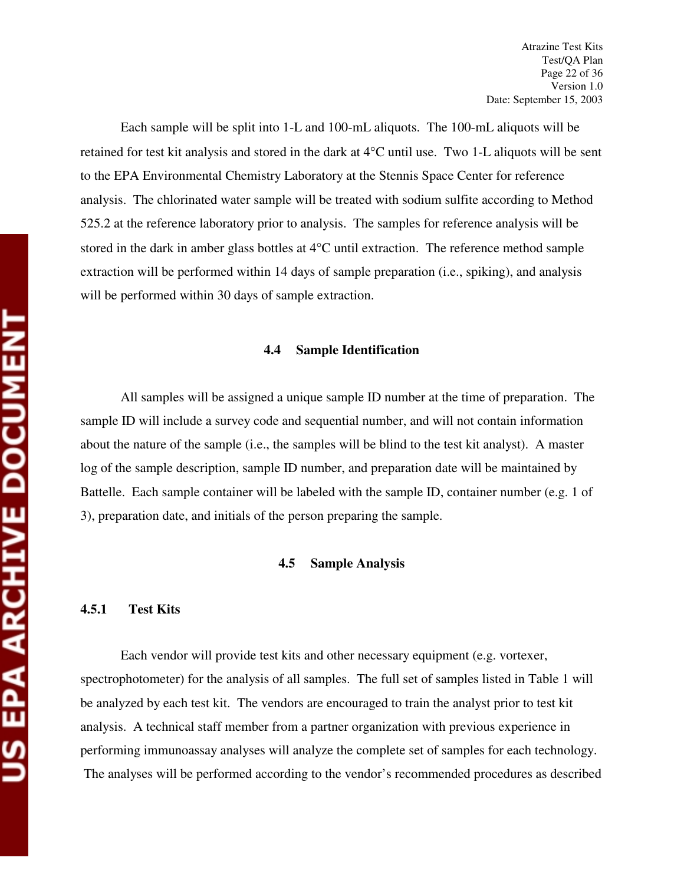Each sample will be split into 1-L and 100-mL aliquots. The 100-mL aliquots will be retained for test kit analysis and stored in the dark at 4°C until use. Two 1-L aliquots will be sent to the EPA Environmental Chemistry Laboratory at the Stennis Space Center for reference analysis. The chlorinated water sample will be treated with sodium sulfite according to Method 525.2 at the reference laboratory prior to analysis. The samples for reference analysis will be stored in the dark in amber glass bottles at 4°C until extraction. The reference method sample extraction will be performed within 14 days of sample preparation (i.e., spiking), and analysis will be performed within 30 days of sample extraction.

## 4.4 Sample Identification

All samples will be assigned a unique sample ID number at the time of preparation. The sample ID will include a survey code and sequential number, and will not contain information about the nature of the sample (i.e., the samples will be blind to the test kit analyst). A master log of the sample description, sample ID number, and preparation date will be maintained by Battelle. Each sample container will be labeled with the sample ID, container number (e.g. 1 of 3), preparation date, and initials of the person preparing the sample.

## 4.5 Sample Analysis

### 4.5.1 Test Kits

Each vendor will provide test kits and other necessary equipment (e.g. vortexer, spectrophotometer) for the analysis of all samples. The full set of samples listed in Table 1 will be analyzed by each test kit. The vendors are encouraged to train the analyst prior to test kit analysis. A technical staff member from a partner organization with previous experience in performing immunoassay analyses will analyze the complete set of samples for each technology. The analyses will be performed according to the vendor's recommended procedures as described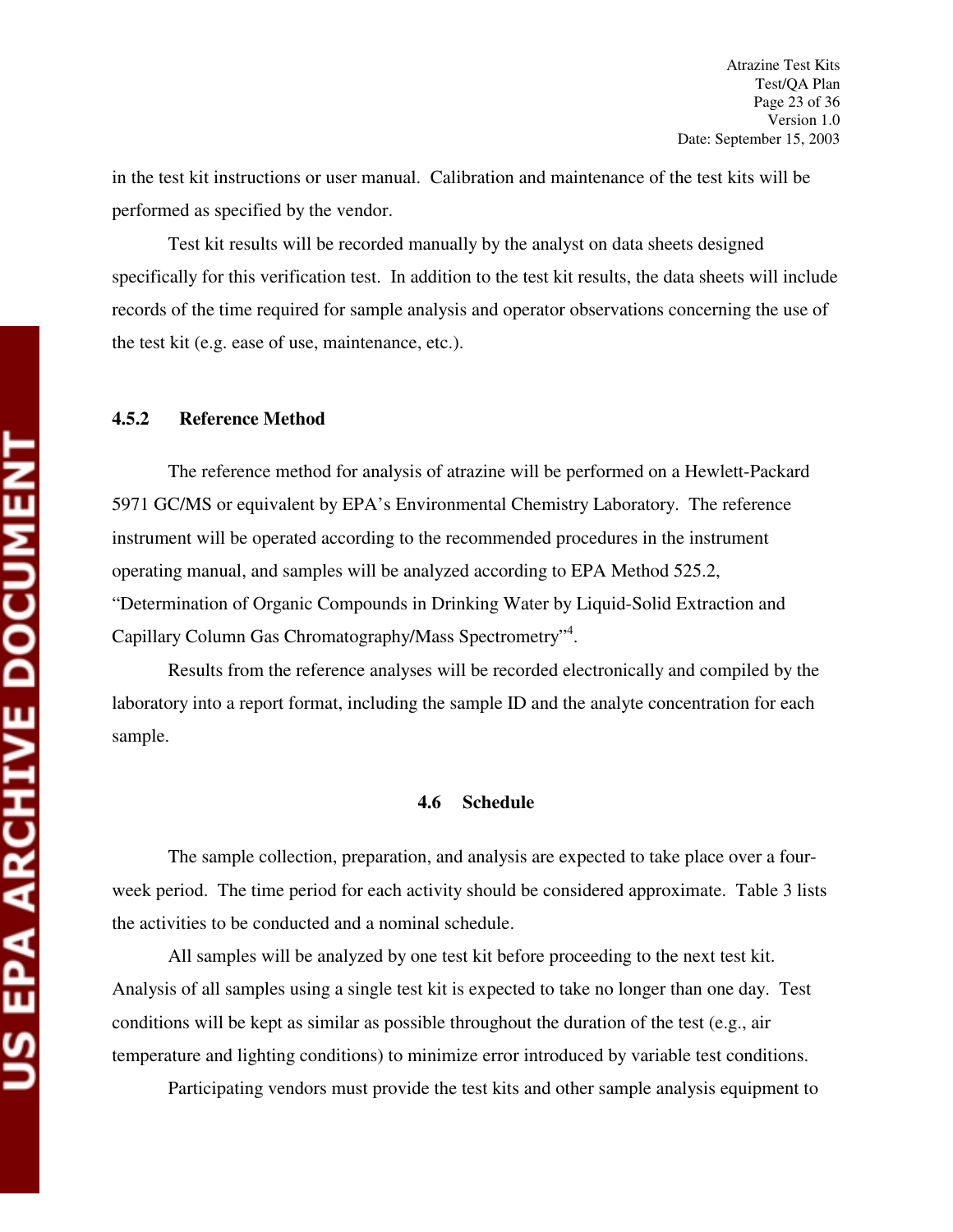in the test kit instructions or user manual. Calibration and maintenance of the test kits will be performed as specified by the vendor.

Test kit results will be recorded manually by the analyst on data sheets designed specifically for this verification test. In addition to the test kit results, the data sheets will include records of the time required for sample analysis and operator observations concerning the use of the test kit (e.g. ease of use, maintenance, etc.).

### 4.5.2 Reference Method

The reference method for analysis of atrazine will be performed on a Hewlett-Packard 5971 GC/MS or equivalent by EPA's Environmental Chemistry Laboratory. The reference instrument will be operated according to the recommended procedures in the instrument operating manual, and samples will be analyzed according to EPA Method 525.2, "Determination of Organic Compounds in Drinking Water by Liquid-Solid Extraction and Capillary Column Gas Chromatography/Mass Spectrometry"[4].

Results from the reference analyses will be recorded electronically and compiled by the laboratory into a report format, including the sample ID and the analyte concentration for each sample.

## 4.6 Schedule

The sample collection, preparation, and analysis are expected to take place over a four-week period. The time period for each activity should be considered approximate. Table 3 lists the activities to be conducted and a nominal schedule.

All samples will be analyzed by one test kit before proceeding to the next test kit. Analysis of all samples using a single test kit is expected to take no longer than one day. Test conditions will be kept as similar as possible throughout the duration of the test (e.g., air temperature and lighting conditions) to minimize error introduced by variable test conditions.

Participating vendors must provide the test kits and other sample analysis equipment to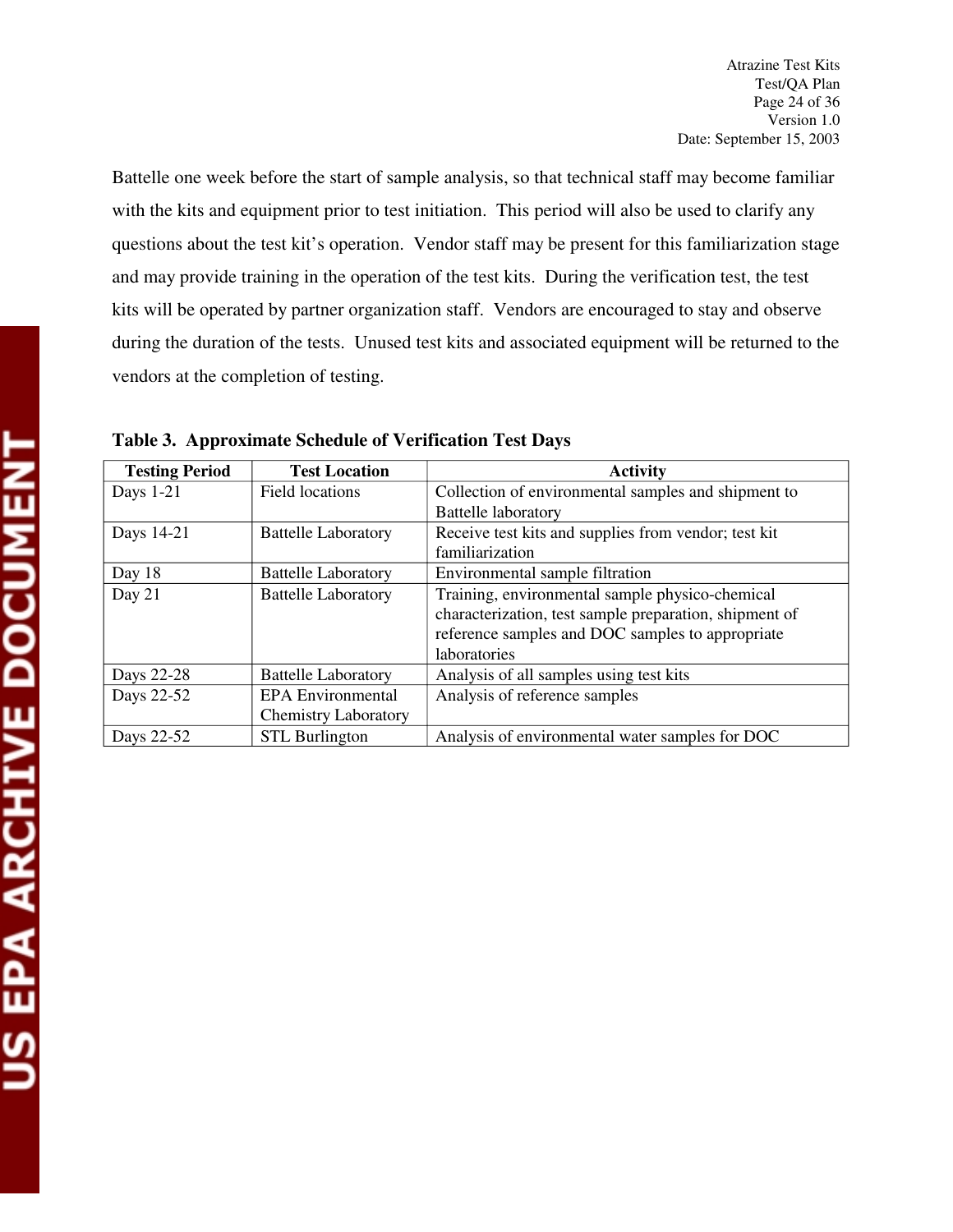Battelle one week before the start of sample analysis, so that technical staff may become familiar with the kits and equipment prior to test initiation. This period will also be used to clarify any questions about the test kit's operation. Vendor staff may be present for this familiarization stage and may provide training in the operation of the test kits. During the verification test, the test kits will be operated by partner organization staff. Vendors are encouraged to stay and observe during the duration of the tests. Unused test kits and associated equipment will be returned to the vendors at the completion of testing.

**Table 3. Approximate Schedule of Verification Test Days**

| Testing Period | Test Location | Activity |
|---|---|---|
| Days 1-21 | Field locations | Collection of environmental samples and shipment to Battelle laboratory |
| Days 14-21 | Battelle Laboratory | Receive test kits and supplies from vendor; test kit familiarization |
| Day 18 | Battelle Laboratory | Environmental sample filtration |
| Day 21 | Battelle Laboratory | Training, environmental sample physico-chemical characterization, test sample preparation, shipment of reference samples and DOC samples to appropriate laboratories |
| Days 22-28 | Battelle Laboratory | Analysis of all samples using test kits |
| Days 22-52 | EPA Environmental Chemistry Laboratory | Analysis of reference samples |
| Days 22-52 | STL Burlington | Analysis of environmental water samples for DOC |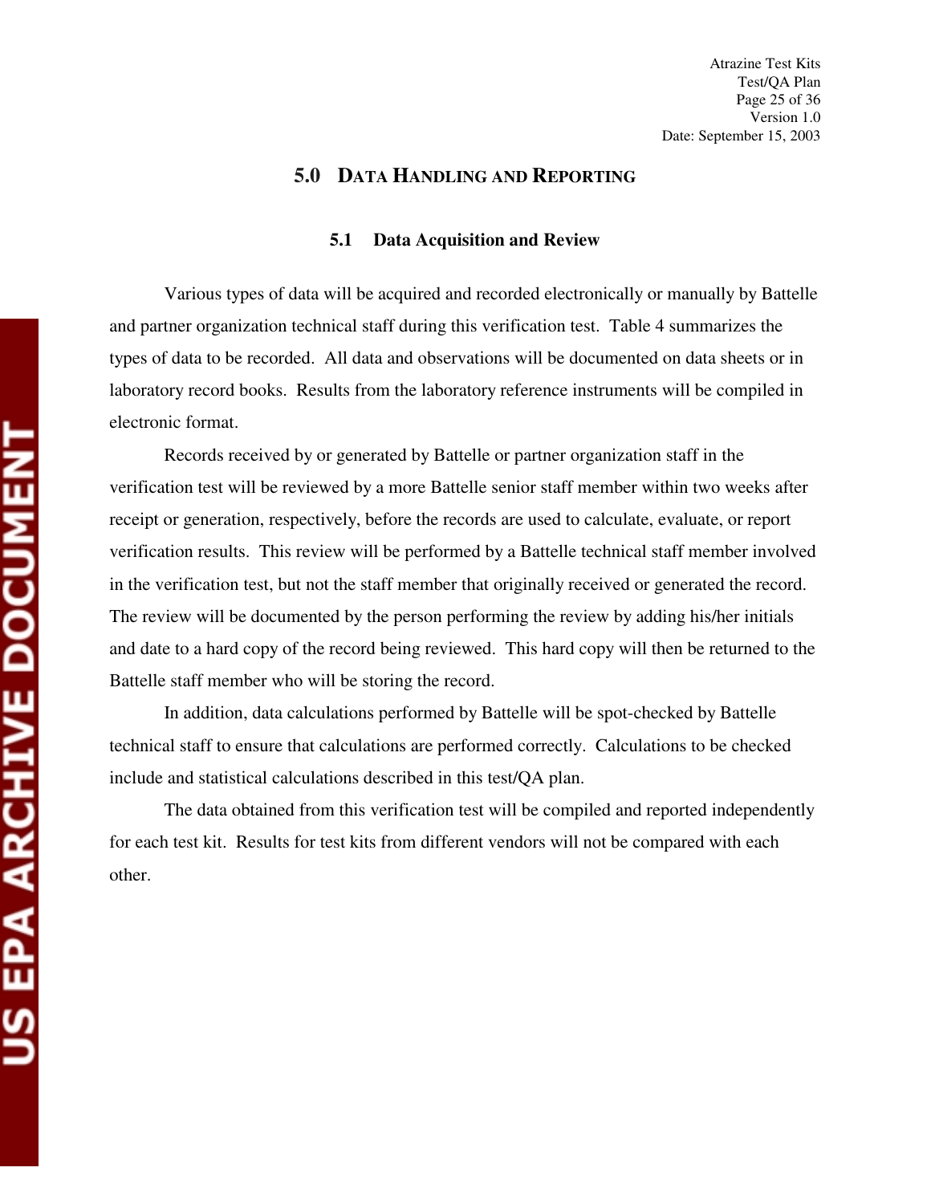# 5.0 DATA HANDLING AND REPORTING

## 5.1 Data Acquisition and Review

Various types of data will be acquired and recorded electronically or manually by Battelle and partner organization technical staff during this verification test. Table 4 summarizes the types of data to be recorded. All data and observations will be documented on data sheets or in laboratory record books. Results from the laboratory reference instruments will be compiled in electronic format.

Records received by or generated by Battelle or partner organization staff in the verification test will be reviewed by a more Battelle senior staff member within two weeks after receipt or generation, respectively, before the records are used to calculate, evaluate, or report verification results. This review will be performed by a Battelle technical staff member involved in the verification test, but not the staff member that originally received or generated the record. The review will be documented by the person performing the review by adding his/her initials and date to a hard copy of the record being reviewed. This hard copy will then be returned to the Battelle staff member who will be storing the record.

In addition, data calculations performed by Battelle will be spot-checked by Battelle technical staff to ensure that calculations are performed correctly. Calculations to be checked include and statistical calculations described in this test/QA plan.

The data obtained from this verification test will be compiled and reported independently for each test kit. Results for test kits from different vendors will not be compared with each other.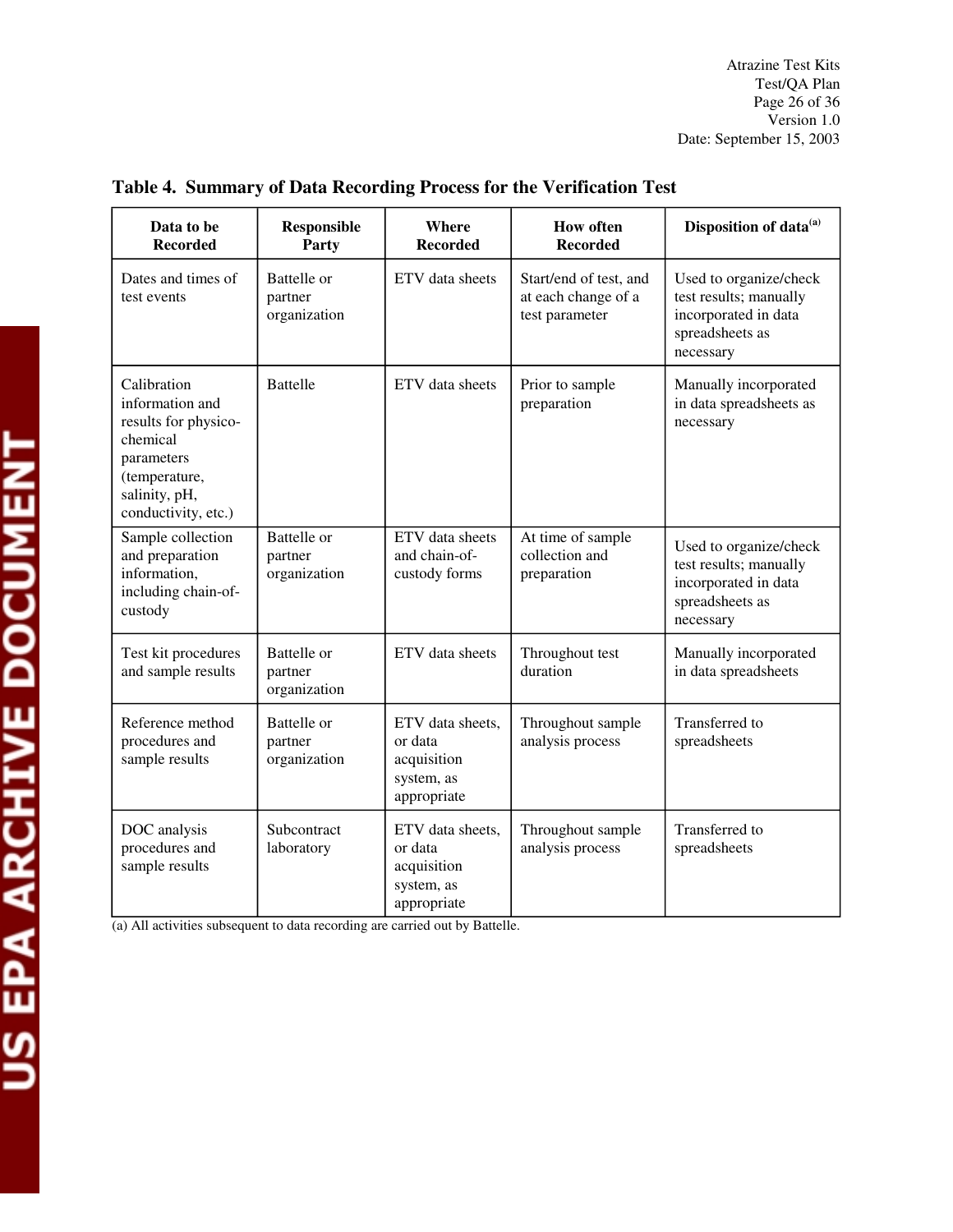**Table 4. Summary of Data Recording Process for the Verification Test**

| Data to be Recorded | Responsible Party | Where Recorded | How often Recorded | Disposition of data[(a)] |
|---|---|---|---|---|
| Dates and times of test events | Battelle or partner organization | ETV data sheets | Start/end of test, and at each change of a test parameter | Used to organize/check test results; manually incorporated in data spreadsheets as necessary |
| Calibration information and results for physico-chemical parameters (temperature, salinity, pH, conductivity, etc.) | Battelle | ETV data sheets | Prior to sample preparation | Manually incorporated in data spreadsheets as necessary |
| Sample collection and preparation information, including chain-of-custody | Battelle or partner organization | ETV data sheets and chain-of-custody forms | At time of sample collection and preparation | Used to organize/check test results; manually incorporated in data spreadsheets as necessary |
| Test kit procedures and sample results | Battelle or partner organization | ETV data sheets | Throughout test duration | Manually incorporated in data spreadsheets |
| Reference method procedures and sample results | Battelle or partner organization | ETV data sheets, or data acquisition system, as appropriate | Throughout sample analysis process | Transferred to spreadsheets |
| DOC analysis procedures and sample results | Subcontract laboratory | ETV data sheets, or data acquisition system, as appropriate | Throughout sample analysis process | Transferred to spreadsheets |

(a) All activities subsequent to data recording are carried out by Battelle.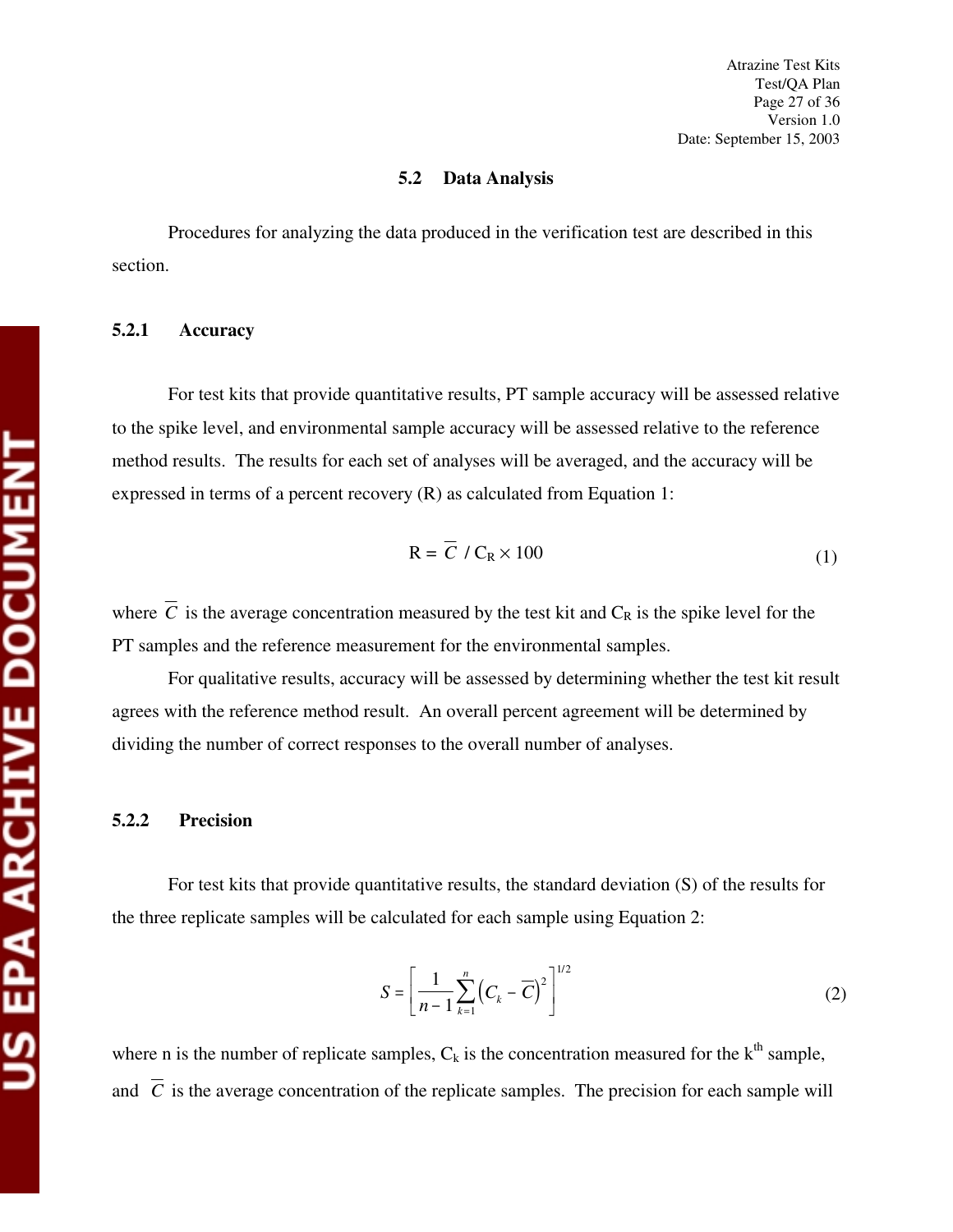### 5.2 Data Analysis

Procedures for analyzing the data produced in the verification test are described in this section.

#### 5.2.1 Accuracy

For test kits that provide quantitative results, PT sample accuracy will be assessed relative to the spike level, and environmental sample accuracy will be assessed relative to the reference method results. The results for each set of analyses will be averaged, and the accuracy will be expressed in terms of a percent recovery (R) as calculated from Equation 1:

$$R = \overline{C} / C_R \times 100 \tag{1}$$

where $\overline{C}$ is the average concentration measured by the test kit and $C_R$ is the spike level for the PT samples and the reference measurement for the environmental samples.

For qualitative results, accuracy will be assessed by determining whether the test kit result agrees with the reference method result. An overall percent agreement will be determined by dividing the number of correct responses to the overall number of analyses.

#### 5.2.2 Precision

For test kits that provide quantitative results, the standard deviation (S) of the results for the three replicate samples will be calculated for each sample using Equation 2:

$$S = \left[ \frac{1}{n-1} \sum_{k=1}^{n} \left( C_k - \overline{C} \right)^2 \right]^{1/2} \tag{2}$$

where n is the number of replicate samples, $C_k$ is the concentration measured for the $k^{th}$ sample, and $\overline{C}$ is the average concentration of the replicate samples. The precision for each sample will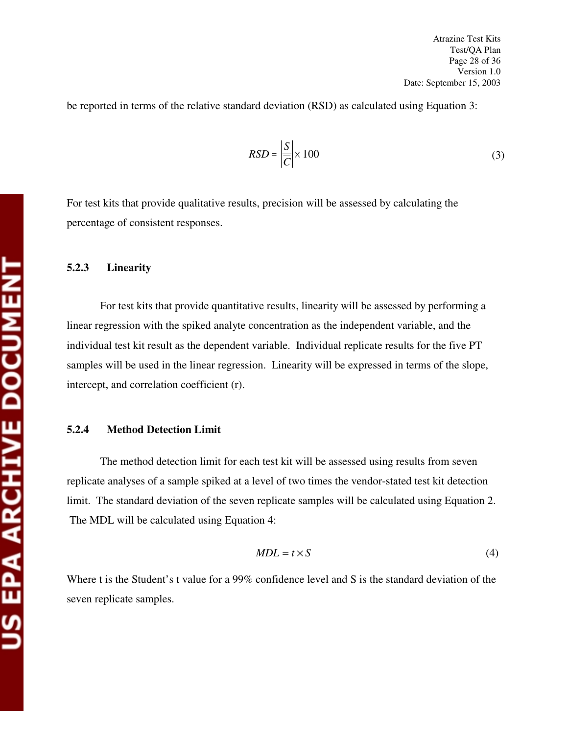be reported in terms of the relative standard deviation (RSD) as calculated using Equation 3:

$$RSD = \left| \frac{S}{\overline{C}} \right| \times 100 \qquad (3)$$

For test kits that provide qualitative results, precision will be assessed by calculating the percentage of consistent responses.

### 5.2.3 Linearity

For test kits that provide quantitative results, linearity will be assessed by performing a linear regression with the spiked analyte concentration as the independent variable, and the individual test kit result as the dependent variable. Individual replicate results for the five PT samples will be used in the linear regression. Linearity will be expressed in terms of the slope, intercept, and correlation coefficient (r).

### 5.2.4 Method Detection Limit

The method detection limit for each test kit will be assessed using results from seven replicate analyses of a sample spiked at a level of two times the vendor-stated test kit detection limit. The standard deviation of the seven replicate samples will be calculated using Equation 2. The MDL will be calculated using Equation 4:

$$MDL = t \times S \qquad (4)$$

Where t is the Student's t value for a 99% confidence level and S is the standard deviation of the seven replicate samples.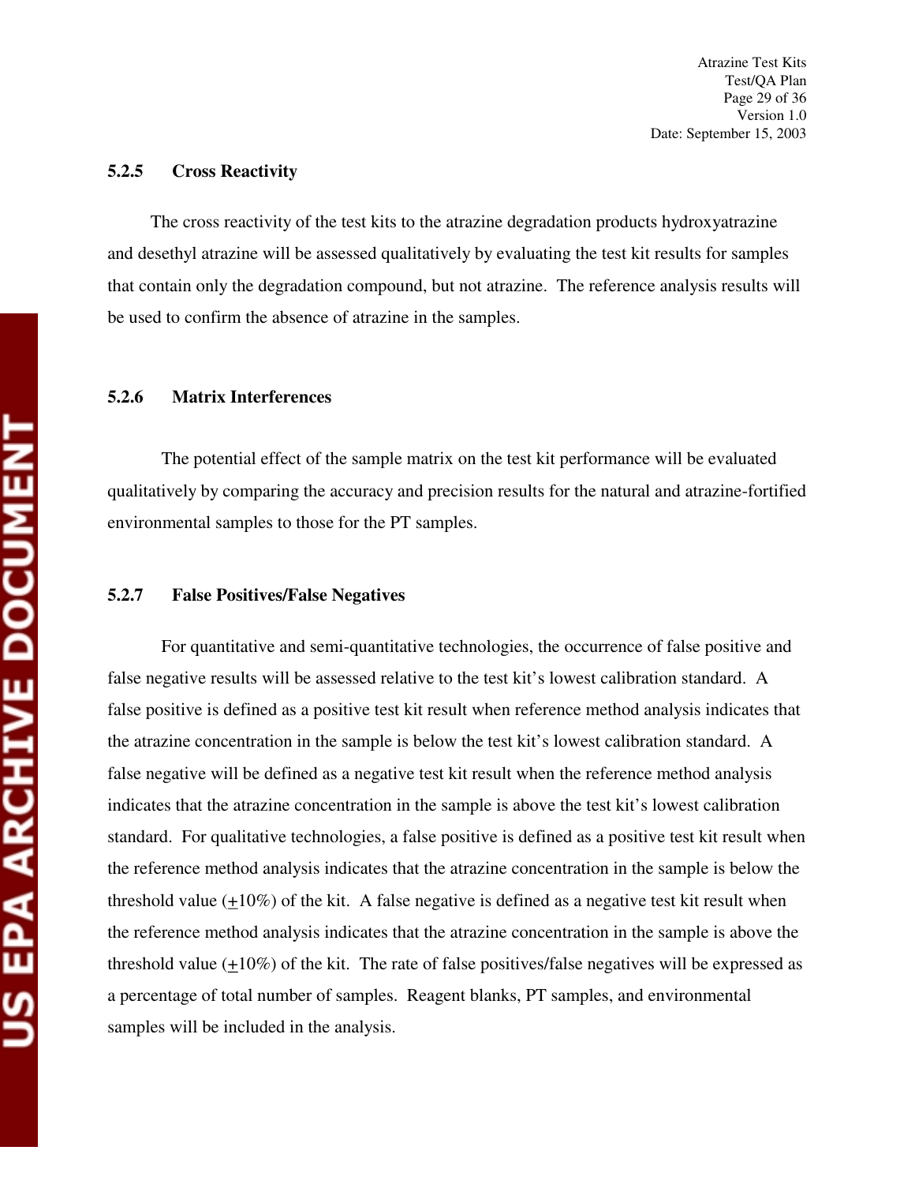### 5.2.5 Cross Reactivity

The cross reactivity of the test kits to the atrazine degradation products hydroxyatrazine and desethyl atrazine will be assessed qualitatively by evaluating the test kit results for samples that contain only the degradation compound, but not atrazine. The reference analysis results will be used to confirm the absence of atrazine in the samples.

### 5.2.6 Matrix Interferences

The potential effect of the sample matrix on the test kit performance will be evaluated qualitatively by comparing the accuracy and precision results for the natural and atrazine-fortified environmental samples to those for the PT samples.

### 5.2.7 False Positives/False Negatives

For quantitative and semi-quantitative technologies, the occurrence of false positive and false negative results will be assessed relative to the test kit's lowest calibration standard. A false positive is defined as a positive test kit result when reference method analysis indicates that the atrazine concentration in the sample is below the test kit's lowest calibration standard. A false negative will be defined as a negative test kit result when the reference method analysis indicates that the atrazine concentration in the sample is above the test kit's lowest calibration standard. For qualitative technologies, a false positive is defined as a positive test kit result when the reference method analysis indicates that the atrazine concentration in the sample is below the threshold value ($\pm$10%) of the kit. A false negative is defined as a negative test kit result when the reference method analysis indicates that the atrazine concentration in the sample above the threshold value ($\pm$10%) of the kit. The rate of false positives/false negatives will be expressed as a percentage of total number of samples. Reagent blanks, PT samples, and environmental samples will be included in the analysis.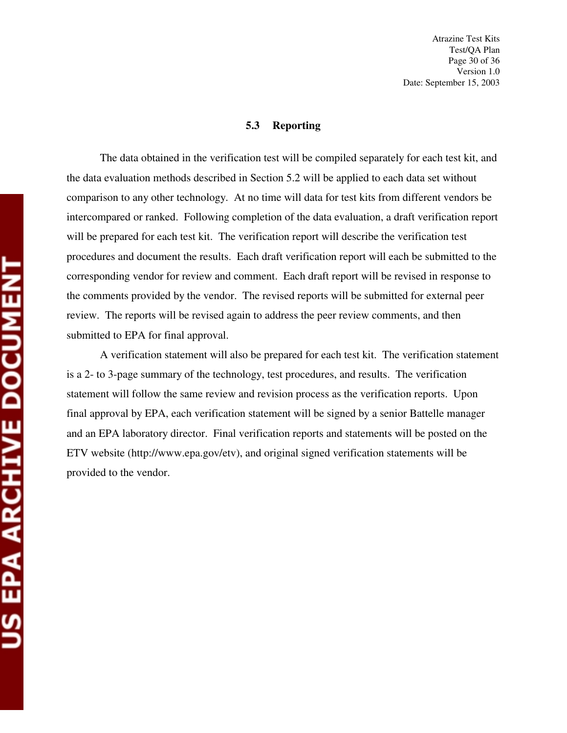### 5.3 Reporting

The data obtained in the verification test will be compiled separately for each test kit, and the data evaluation methods described in Section 5.2 will be applied to each data set without comparison to any other technology. At no time will data for test kits from different vendors be intercompared or ranked. Following completion of the data evaluation, a draft verification report will be prepared for each test kit. The verification report will describe the verification test procedures and document the results. Each draft verification report will each be submitted to the corresponding vendor for review and comment. Each draft report will be revised in response to the comments provided by the vendor. The revised reports will be submitted for external peer review. The reports will be revised again to address the peer review comments, and then submitted to EPA for final approval.

A verification statement will also be prepared for each test kit. The verification statement is a 2- to 3-page summary of the technology, test procedures, and results. The verification statement will follow the same review and revision process as the verification reports. Upon final approval by EPA, each verification statement will be signed by a senior Battelle manager and an EPA laboratory director. Final verification reports and statements will be posted on the ETV website (http://www.epa.gov/etv), and original signed verification statements will be provided to the vendor.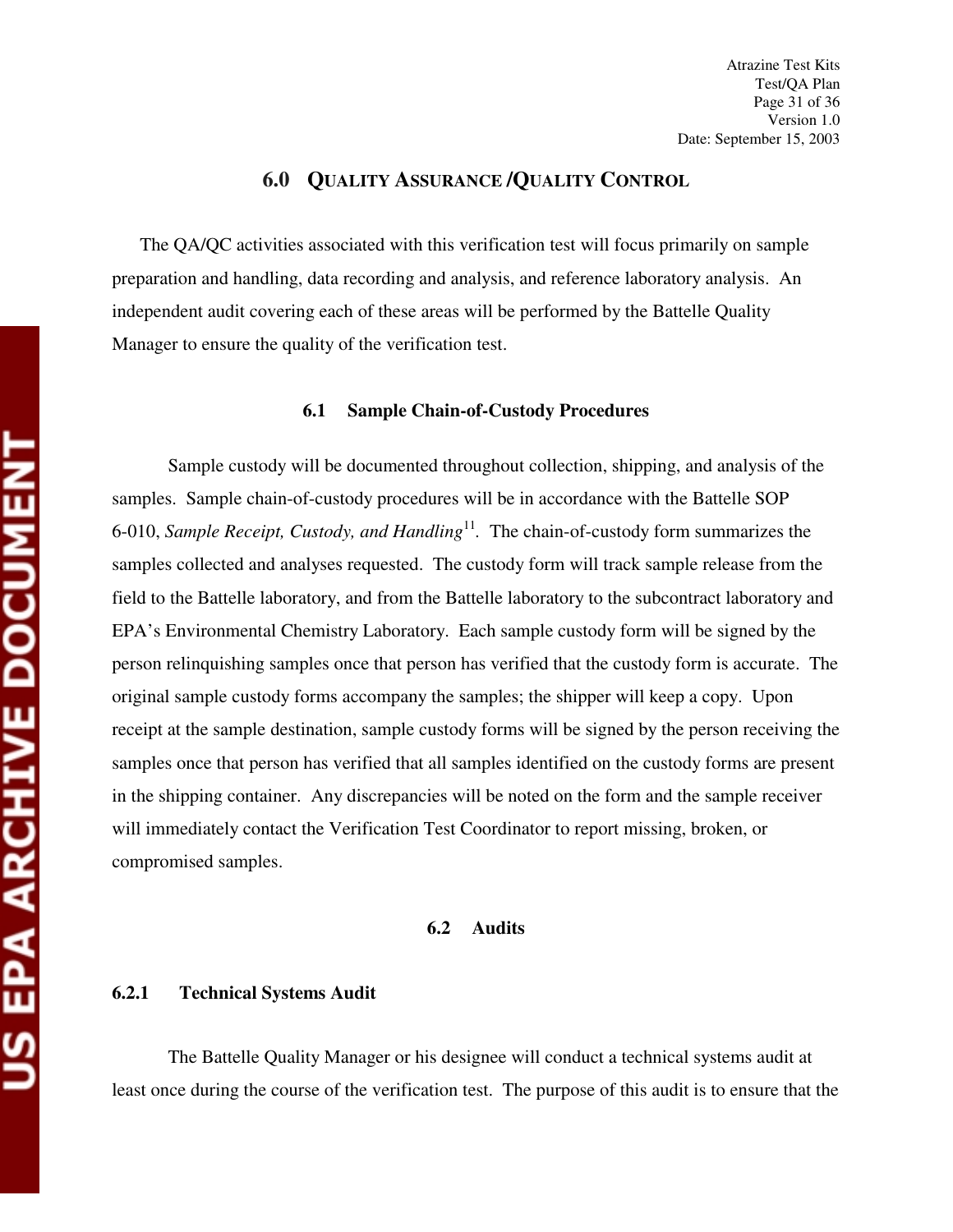## 6.0 Quality Assurance /Quality Control

The QA/QC activities associated with this verification test will focus primarily on sample preparation and handling, data recording and analysis, and reference laboratory analysis. An independent audit covering each of these areas will be performed by the Battelle Quality Manager to ensure the quality of the verification test.

### 6.1 Sample Chain-of-Custody Procedures

Sample custody will be documented throughout collection, shipping, and analysis of the samples. Sample chain-of-custody procedures will be in accordance with the Battelle SOP 6-010, *Sample Receipt, Custody, and Handling*[11]. The chain-of-custody form summarizes the samples collected and analyses requested. The custody form will track sample release from the field to the Battelle laboratory, and from the Battelle laboratory to the subcontract laboratory and EPA's Environmental Chemistry Laboratory. Each sample custody form will be signed by the person relinquishing samples once that person has verified that the custody form is accurate. The original sample custody forms accompany the samples; the shipper will keep a copy. Upon receipt at the sample destination, sample custody forms will be signed by the person receiving the samples once that person has verified that all samples identified on the custody forms are present in the shipping container. Any discrepancies will be noted on the form and the sample receiver will immediately contact the Verification Test Coordinator to report missing, broken, or compromised samples.

### 6.2 Audits

#### 6.2.1 Technical Systems Audit

The Battelle Quality Manager or his designee will conduct a technical systems audit at least once during the course of the verification test. The purpose of this audit is to ensure that the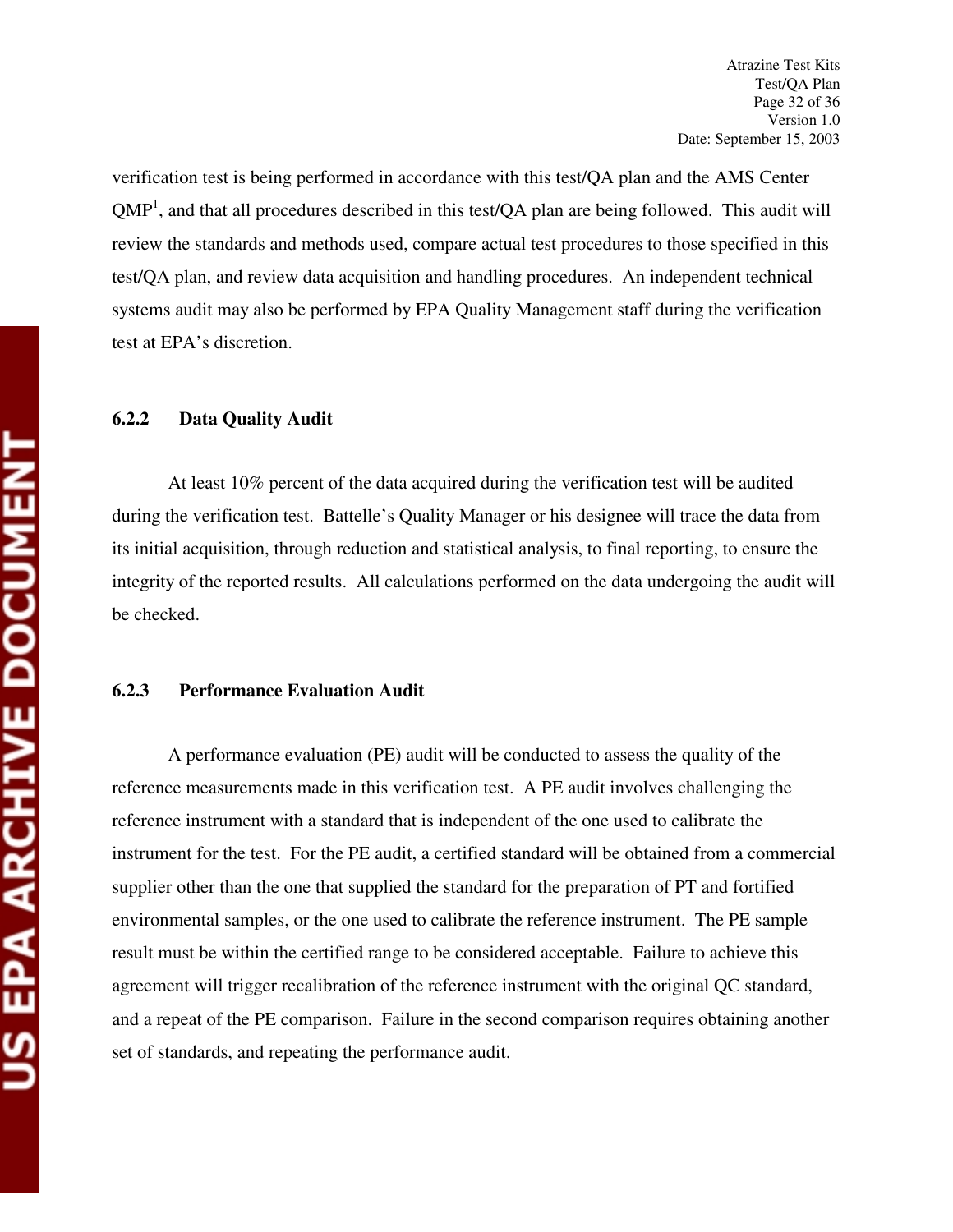verification test is being performed in accordance with this test/QA plan and the AMS Center QMP[1], and that all procedures described in this test/QA plan are being followed. This audit will review the standards and methods used, compare actual test procedures to those specified in this test/QA plan, and review data acquisition and handling procedures. An independent technical systems audit may also be performed by EPA Quality Management staff during the verification test at EPA's discretion.

### 6.2.2 Data Quality Audit

At least 10% percent of the data acquired during the verification test will be audited during the verification test. Battelle's Quality Manager or his designee will trace the data from its initial acquisition, through reduction and statistical analysis, to final reporting, to ensure the integrity of the reported results. All calculations performed on the data undergoing the audit will be checked.

### 6.2.3 Performance Evaluation Audit

A performance evaluation (PE) audit will be conducted to assess the quality of the reference measurements made in this verification test. A PE audit involves challenging the reference instrument with a standard that is independent of the one used to calibrate the instrument for the test. For the PE audit, a certified standard will be obtained from a commercial supplier other than the one that supplied the standard for the preparation of PT and fortified environmental samples, or the one used to calibrate the reference instrument. The PE sample result must be within the certified range to be considered acceptable. Failure to achieve this agreement will trigger recalibration of the reference instrument with the original QC standard, and a repeat of the PE comparison. Failure in the second comparison requires obtaining another set of standards, and repeating the performance audit.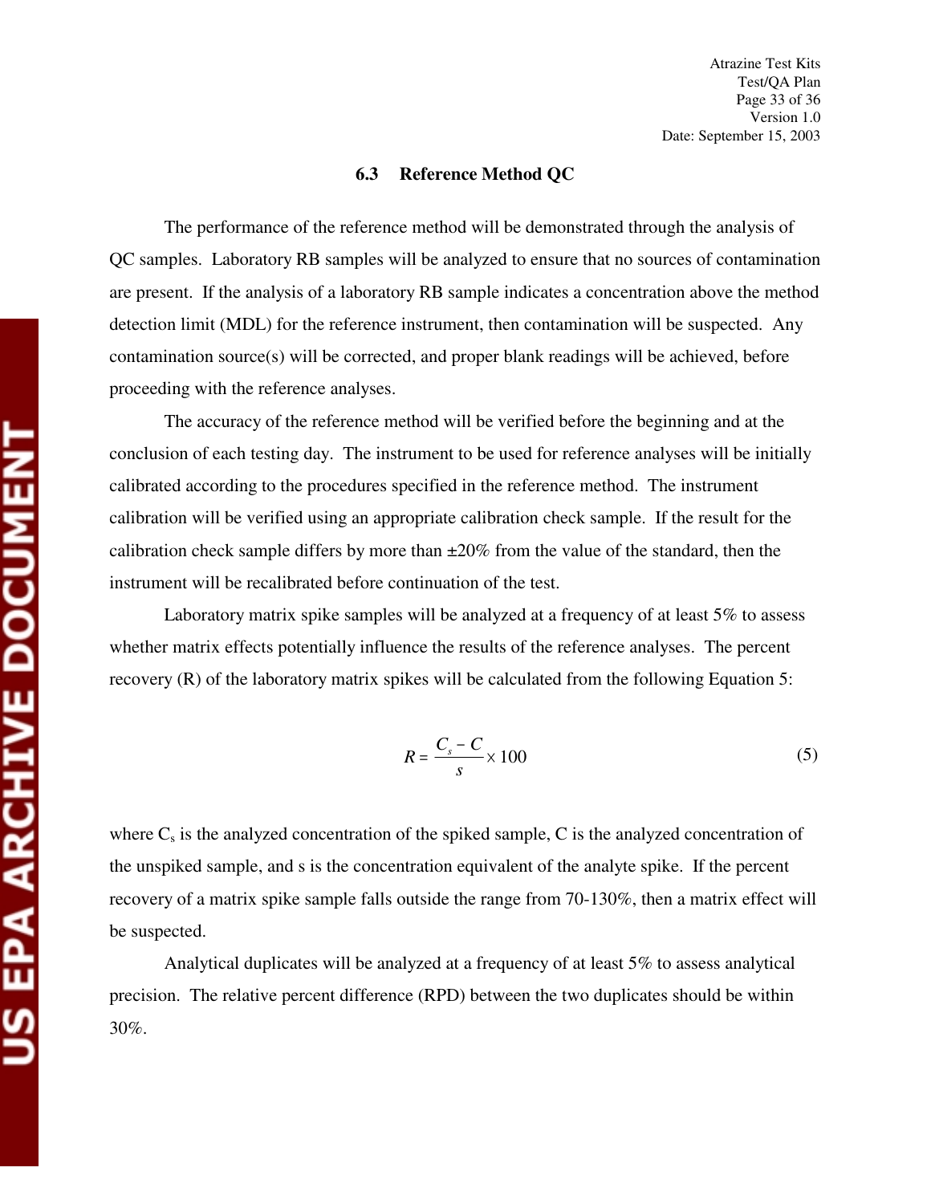### 6.3 Reference Method QC

The performance of the reference method will be demonstrated through the analysis of QC samples. Laboratory RB samples will be analyzed to ensure that no sources of contamination are present. If the analysis of a laboratory RB sample indicates a concentration above the method detection limit (MDL) for the reference instrument, then contamination will be suspected. Any contamination source(s) will be corrected, and proper blank readings will be achieved, before proceeding with the reference analyses.

The accuracy of the reference method will be verified before the beginning and at the conclusion of each testing day. The instrument to be used for reference analyses will be initially calibrated according to the procedures specified in the reference method. The instrument calibration will be verified using an appropriate calibration check sample. If the result for the calibration check sample differs by more than ±20% from the value of the standard, then the instrument will be recalibrated before continuation of the test.

Laboratory matrix spike samples will be analyzed at a frequency of at least 5% to assess whether matrix effects potentially influence the results of the reference analyses. The percent recovery (R) of the laboratory matrix spikes will be calculated from the following Equation 5:

$$R = \frac{C_s - C}{s} \times 100 \tag{5}$$

where $C_s$ is the analyzed concentration of the spiked sample, C is the analyzed concentration of the unspiked sample, and s is the concentration equivalent of the analyte spike. If the percent recovery of a matrix spike sample falls outside the range from 70-130%, then a matrix effect will be suspected.

Analytical duplicates will be analyzed at a frequency of at least 5% to assess analytical precision. The relative percent difference (RPD) between the two duplicates should be within 30%.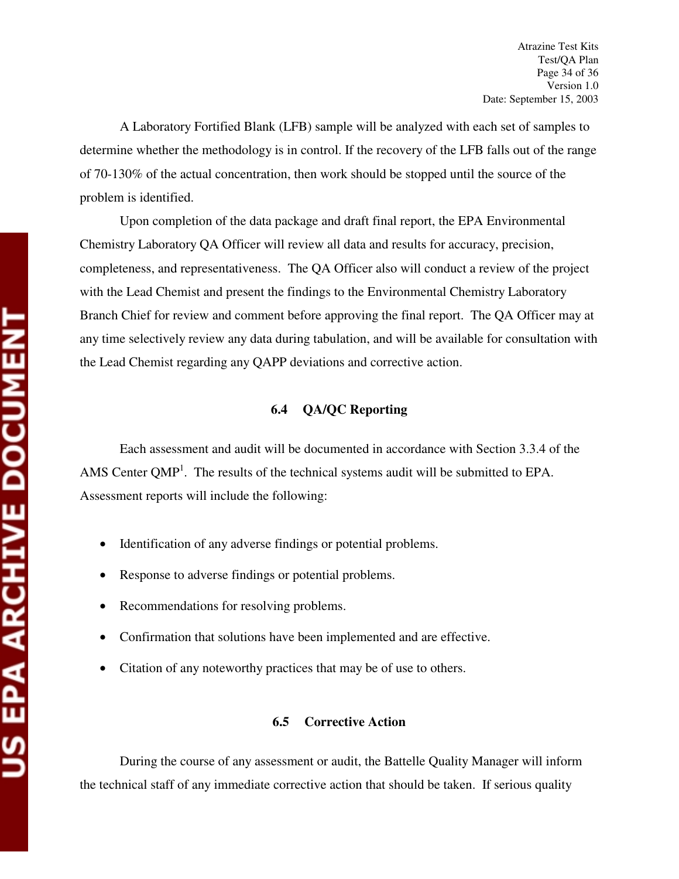A Laboratory Fortified Blank (LFB) sample will be analyzed with each set of samples to determine whether the methodology is in control. If the recovery of the LFB falls out of the range of 70-130% of the actual concentration, then work should be stopped until the source of the problem is identified.

Upon completion of the data package and draft final report, the EPA Environmental Chemistry Laboratory QA Officer will review all data and results for accuracy, precision, completeness, and representativeness. The QA Officer also will conduct a review of the project with the Lead Chemist and present the findings to the Environmental Chemistry Laboratory Branch Chief for review and comment before approving the final report. The QA Officer may at any time selectively review any data during tabulation, and will be available for consultation with the Lead Chemist regarding any QAPP deviations and corrective action.

### 6.4 QA/QC Reporting

Each assessment and audit will be documented in accordance with Section 3.3.4 of the AMS Center QMP[1]. The results of the technical systems audit will be submitted to EPA. Assessment reports will include the following:

- Identification of any adverse findings or potential problems.
- Response to adverse findings or potential problems.
- Recommendations for resolving problems.
- Confirmation that solutions have been implemented and are effective.
- Citation of any noteworthy practices that may be of use to others.

### 6.5 Corrective Action

During the course of any assessment or audit, the Battelle Quality Manager will inform the technical staff of any immediate corrective action that should be taken. If serious quality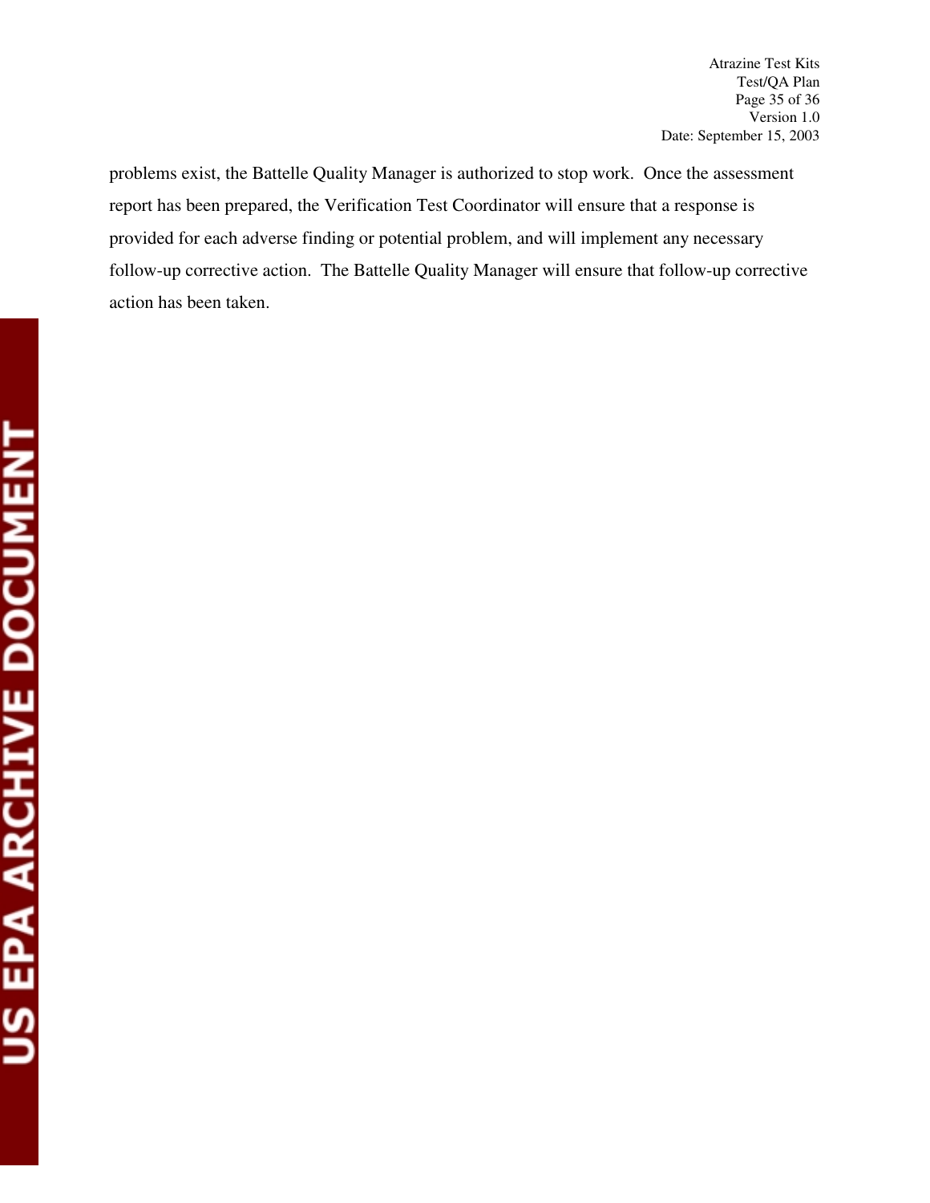problems exist, the Battelle Quality Manager is authorized to stop work. Once the assessment report has been prepared, the Verification Test Coordinator will ensure that a response is provided for each adverse finding or potential problem, and will implement any necessary follow-up corrective action. The Battelle Quality Manager will ensure that follow-up corrective action has been taken.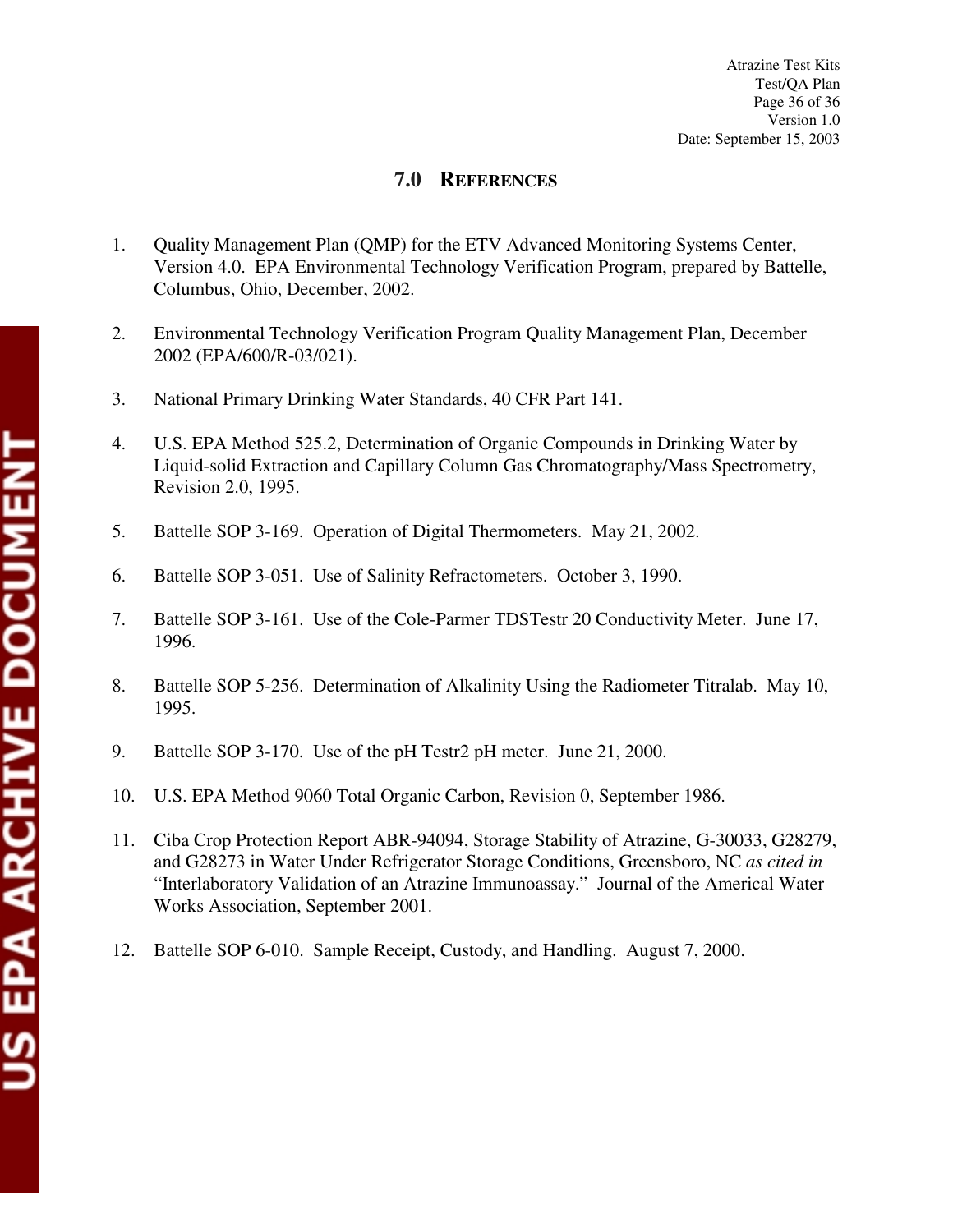## 7.0 REFERENCES

1. Quality Management Plan (QMP) for the ETV Advanced Monitoring Systems Center, Version 4.0. EPA Environmental Technology Verification Program, prepared by Battelle, Columbus, Ohio, December, 2002.

2. Environmental Technology Verification Program Quality Management Plan, December 2002 (EPA/600/R-03/021).

3. National Primary Drinking Water Standards, 40 CFR Part 141.

4. U.S. EPA Method 525.2, Determination of Organic Compounds in Drinking Water by Liquid-solid Extraction and Capillary Column Gas Chromatography/Mass Spectrometry, Revision 2.0, 1995.

5. Battelle SOP 3-169. Operation of Digital Thermometers. May 21, 2002.

6. Battelle SOP 3-051. Use of Salinity Refractometers. October 3, 1990.

7. Battelle SOP 3-161. Use of the Cole-Parmer TDSTestr 20 Conductivity Meter. June 17, 1996.

8. Battelle SOP 5-256. Determination of Alkalinity Using the Radiometer Titralab. May 10, 1995.

9. Battelle SOP 3-170. Use of the pH Testr2 pH meter. June 21, 2000.

10. U.S. EPA Method 9060 Total Organic Carbon, Revision 0, September 1986.

11. Ciba Crop Protection Report ABR-94094, Storage Stability of Atrazine, G-30033, G28279, and G28273 in Water Under Refrigerator Storage Conditions, Greensboro, NC *as cited in* "Interlaboratory Validation of an Atrazine Immunoassay." Journal of the Americal Water Works Association, September 2001.

12. Battelle SOP 6-010. Sample Receipt, Custody, and Handling. August 7, 2000.